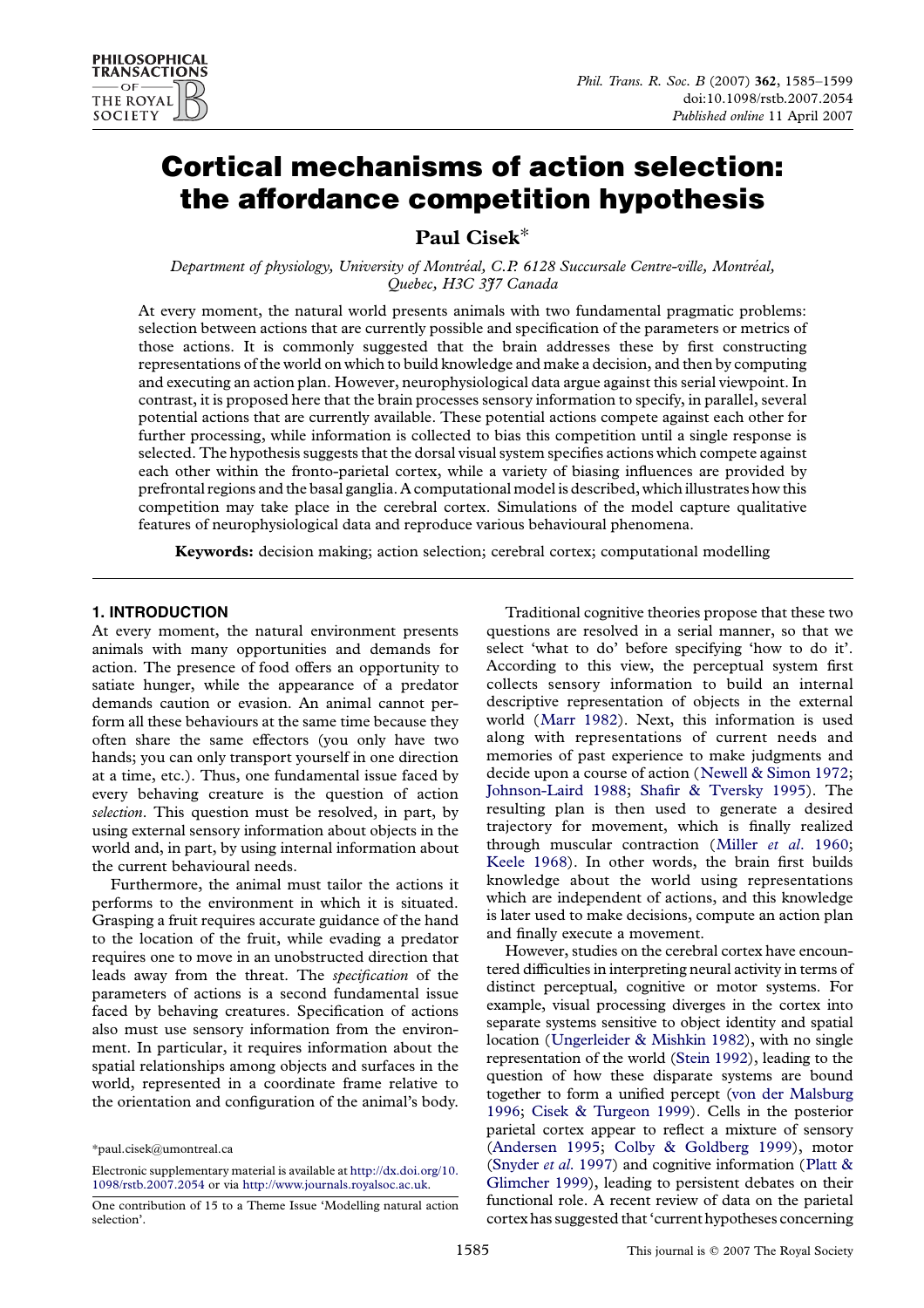# Cortical mechanisms of action selection: the affordance competition hypothesis

**Paul Cisek***

*Department of physiology, University of Montréal, C.P. 6128 Succursale Centre-ville, Montréal, Quebec, H3C 3J7 Canada*

At every moment, the natural world presents animals with two fundamental pragmatic problems: selection between actions that are currently possible and specification of the parameters or metrics of those actions. It is commonly suggested that the brain addresses these by first constructing representations of the world on which to build knowledge and make a decision, and then by computing and executing an action plan. However, neurophysiological data argue against this serial viewpoint. In contrast, it is proposed here that the brain processes sensory information to specify, in parallel, several potential actions that are currently available. These potential actions compete against each other for further processing, while information is collected to bias this competition until a single response is selected. The hypothesis suggests that the dorsal visual system specifies actions which compete against each other within the fronto-parietal cortex, while a variety of biasing influences are provided by prefrontal regions and the basal ganglia. A computational model is described, which illustrates how this competition may take place in the cerebral cortex. Simulations of the model capture qualitative features of neurophysiological data and reproduce various behavioural phenomena.

**Keywords:** decision making; action selection; cerebral cortex; computational modelling

## 1. INTRODUCTION

At every moment, the natural environment presents animals with many opportunities and demands for action. The presence of food offers an opportunity to satiate hunger, while the appearance of a predator demands caution or evasion. An animal cannot perform all these behaviours at the same time because they often share the same effectors (you only have two hands; you can only transport yourself in one direction at a time, etc.). Thus, one fundamental issue faced by every behaving creature is the question of action *selection*. This question must be resolved, in part, by using external sensory information about objects in the world and, in part, by using internal information about the current behavioural needs.

Furthermore, the animal must tailor the actions it performs to the environment in which it is situated. Grasping a fruit requires accurate guidance of the hand to the location of the fruit, while evading a predator requires one to move in an unobstructed direction that leads away from the threat. The *specification* of the parameters of actions is a second fundamental issue faced by behaving creatures. Specification of actions also must use sensory information from the environment. In particular, it requires information about the spatial relationships among objects and surfaces in the world, represented in a coordinate frame relative to the orientation and configuration of the animal's body.

*paul.cisek@umontreal.ca

Electronic supplementary material is available at http://dx.doi.org/10.1098/rstb.2007.2054 or via http://www.journals.royalsoc.ac.uk.

One contribution of 15 to a Theme Issue 'Modelling natural action selection'.

Traditional cognitive theories propose that these two questions are resolved in a serial manner, so that we select 'what to do' before specifying 'how to do it'. According to this view, the perceptual system first collects sensory information to build an internal descriptive representation of objects in the external world (Marr 1982). Next, this information is used along with representations of current needs and memories of past experience to make judgments and decide upon a course of action (Newell & Simon 1972; Johnson-Laird 1988; Shafir & Tversky 1995). The resulting plan is then used to generate a desired trajectory for movement, which is finally realized through muscular contraction (Miller *et al*. 1960; Keele 1968). In other words, the brain first builds knowledge about the world using representations which are independent of actions, and this knowledge is later used to make decisions, compute an action plan and finally execute a movement.

However, studies on the cerebral cortex have encountered difficulties in interpreting neural activity in terms of distinct perceptual, cognitive or motor systems. For example, visual processing diverges in the cortex into separate systems sensitive to object identity and spatial location (Ungerleider & Mishkin 1982), with no single representation of the world (Stein 1992), leading to the question of how these disparate systems are bound together to form a unified percept (von der Malsburg 1996; Cisek & Turgeon 1999). Cells in the posterior parietal cortex appear to reflect a mixture of sensory (Andersen 1995; Colby & Goldberg 1999), motor (Snyder *et al*. 1997) and cognitive information (Platt & Glimcher 1999), leading to persistent debates on their functional role. A recent review of data on the parietal cortex has suggested that 'current hypotheses concerning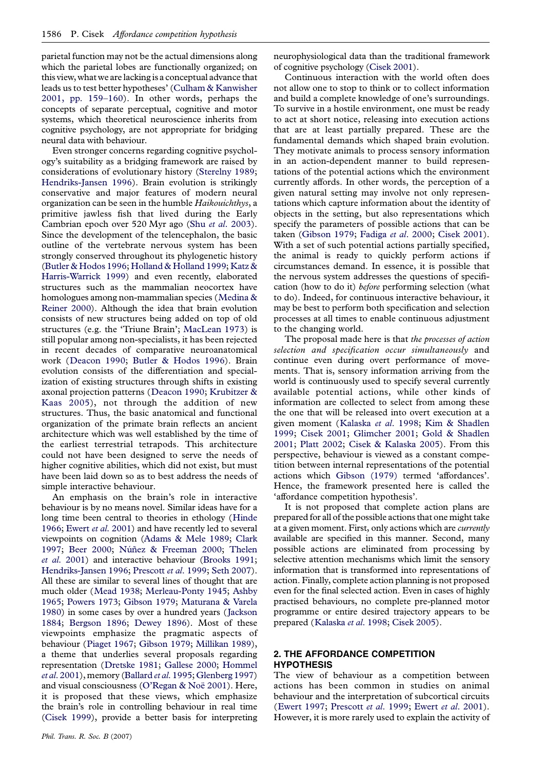parietal function may not be the actual dimensions along which the parietal lobes are functionally organized; on this view, what we are lacking is a conceptual advance that leads us to test better hypotheses' (Culham & Kanwisher 2001, pp. 159–160). In other words, perhaps the concepts of separate perceptual, cognitive and motor systems, which theoretical neuroscience inherits from cognitive psychology, are not appropriate for bridging neural data with behaviour.

Even stronger concerns regarding cognitive psychology's suitability as a bridging framework are raised by considerations of evolutionary history (Sterelny 1989; Hendriks-Jansen 1996). Brain evolution is strikingly conservative and major features of modern neural organization can be seen in the humble *Haikouichthys*, a primitive jawless fish that lived during the Early Cambrian epoch over 520 Myr ago (Shu *et al*. 2003). Since the development of the telencephalon, the basic outline of the vertebrate nervous system has been strongly conserved throughout its phylogenetic history (Butler & Hodos 1996; Holland & Holland 1999; Katz & Harris-Warrick 1999) and even recently, elaborated structures such as the mammalian neocortex have homologues among non-mammalian species (Medina & Reiner 2000). Although the idea that brain evolution consists of new structures being added on top of old structures (e.g. the 'Triune Brain'; MacLean 1973) is still popular among non-specialists, it has been rejected in recent decades of comparative neuroanatomical work (Deacon 1990; Butler & Hodos 1996). Brain evolution consists of the differentiation and specialization of existing structures through shifts in existing axonal projection patterns (Deacon 1990; Krubitzer & Kaas 2005), not through the addition of new structures. Thus, the basic anatomical and functional organization of the primate brain reflects an ancient architecture which was well established by the time of the earliest terrestrial tetrapods. This architecture could not have been designed to serve the needs of higher cognitive abilities, which did not exist, but must have been laid down so as to best address the needs of simple interactive behaviour.

An emphasis on the brain's role in interactive behaviour is by no means novel. Similar ideas have for a long time been central to theories in ethology (Hinde 1966; Ewert *et al*. 2001) and have recently led to several viewpoints on cognition (Adams & Mele 1989; Clark 1997; Beer 2000; Núñez & Freeman 2000; Thelen *et al*. 2001) and interactive behaviour (Brooks 1991; Hendriks-Jansen 1996; Prescott *et al*. 1999; Seth 2007). All these are similar to several lines of thought that are much older (Mead 1938; Merleau-Ponty 1945; Ashby 1965; Powers 1973; Gibson 1979; Maturana & Varela 1980) in some cases by over a hundred years (Jackson 1884; Bergson 1896; Dewey 1896). Most of these viewpoints emphasize the pragmatic aspects of behaviour (Piaget 1967; Gibson 1979; Millikan 1989), a theme that underlies several proposals regarding representation (Dretske 1981; Gallese 2000; Hommel *et al*. 2001), memory (Ballard *et al*. 1995; Glenberg 1997) and visual consciousness (O'Regan & Noë 2001). Here, it is proposed that these views, which emphasize the brain's role in controlling behaviour in real time (Cisek 1999), provide a better basis for interpreting neurophysiological data than the traditional framework of cognitive psychology (Cisek 2001).

Continuous interaction with the world often does not allow one to stop to think or to collect information and build a complete knowledge of one's surroundings. To survive in a hostile environment, one must be ready to act at short notice, releasing into execution actions that are at least partially prepared. These are the fundamental demands which shaped brain evolution. They motivate animals to process sensory information in an action-dependent manner to build representations of the potential actions which the environment currently affords. In other words, the perception of a given natural setting may involve not only representations which capture information about the identity of objects in the setting, but also representations which specify the parameters of possible actions that can be taken (Gibson 1979; Fadiga *et al*. 2000; Cisek 2001). With a set of such potential actions partially specified, the animal is ready to quickly perform actions if circumstances demand. In essence, it is possible that the nervous system addresses the questions of specification (how to do it) *before* performing selection (what to do). Indeed, for continuous interactive behaviour, it may be best to perform both specification and selection processes at all times to enable continuous adjustment to the changing world.

The proposal made here is that *the processes of action selection and specification occur simultaneously* and continue even during overt performance of movements. That is, sensory information arriving from the world is continuously used to specify several currently available potential actions, while other kinds of information are collected to select from among these the one that will be released into overt execution at a given moment (Kalaska *et al*. 1998; Kim & Shadlen 1999; Cisek 2001; Glimcher 2001; Gold & Shadlen 2001; Platt 2002; Cisek & Kalaska 2005). From this perspective, behaviour is viewed as a constant competition between internal representations of the potential actions which Gibson (1979) termed 'affordances'. Hence, the framework presented here is called the 'affordance competition hypothesis'.

It is not proposed that complete action plans are prepared for all of the possible actions that one might take at a given moment. First, only actions which are *currently* available are specified in this manner. Second, many possible actions are eliminated from processing by selective attention mechanisms which limit the sensory information that is transformed into representations of action. Finally, complete action planning is not proposed even for the final selected action. Even in cases of highly practised behaviours, no complete pre-planned motor programme or entire desired trajectory appears to be prepared (Kalaska *et al*. 1998; Cisek 2005).

## 2. THE AFFORDANCE COMPETITION HYPOTHESIS

The view of behaviour as a competition between actions has been common in studies on animal behaviour and the interpretation of subcortical circuits (Ewert 1997; Prescott *et al*. 1999; Ewert *et al*. 2001). However, it is more rarely used to explain the activity of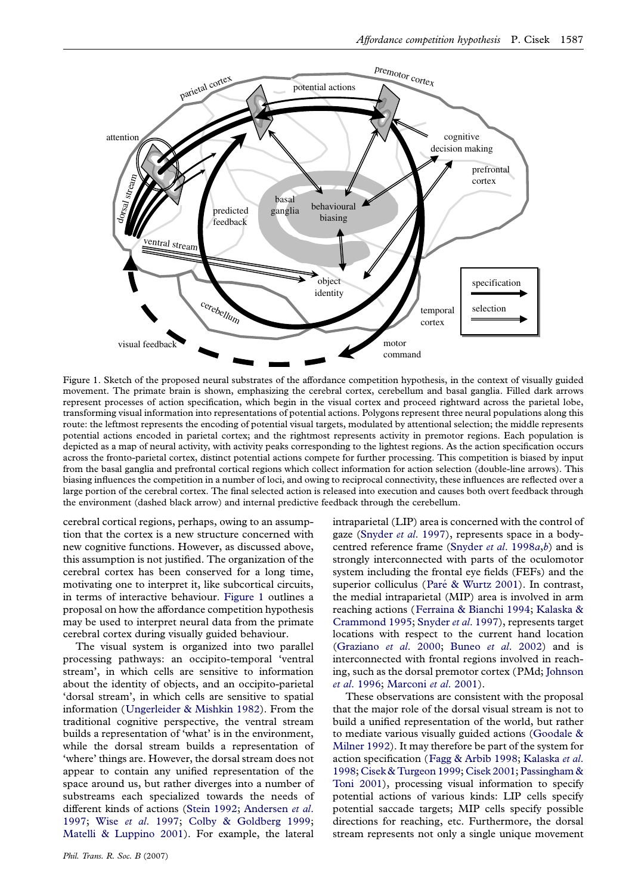Figure 1. Sketch of the proposed neural substrates of the affordance competition hypothesis, in the context of visually guided movement. The primate brain is shown, emphasizing the cerebral cortex, cerebellum and basal ganglia. Filled dark arrows represent processes of action specification, which begin in the visual cortex and proceed rightward across the parietal lobe, transforming visual information into representations of potential actions. Polygons represent three neural populations along this route: the leftmost represents the encoding of potential visual targets, modulated by attentional selection; the middle represents potential actions encoded in parietal cortex; and the rightmost represents activity in premotor regions. Each population is depicted as a map of neural activity, with activity peaks corresponding to the lightest regions. As the action specification occurs across the fronto-parietal cortex, distinct potential actions compete for further processing. This competition is biased by input from the basal ganglia and prefrontal cortical regions which collect information for action selection (double-line arrows). This biasing influences the competition in a number of loci, and owing to reciprocal connectivity, these influences are reflected over a large portion of the cerebral cortex. The final selected action is released into execution and causes both overt feedback through the environment (dashed black arrow) and internal predictive feedback through the cerebellum.

cerebral cortical regions, perhaps, owing to an assumption that the cortex is a new structure concerned with new cognitive functions. However, as discussed above, this assumption is not justified. The organization of the cerebral cortex has been conserved for a long time, motivating one to interpret it, like subcortical circuits, in terms of interactive behaviour. Figure 1 outlines a proposal on how the affordance competition hypothesis may be used to interpret neural data from the primate cerebral cortex during visually guided behaviour.

The visual system is organized into two parallel processing pathways: an occipito-temporal 'ventral stream', in which cells are sensitive to information about the identity of objects, and an occipito-parietal 'dorsal stream', in which cells are sensitive to spatial information (Ungerleider & Mishkin 1982). From the traditional cognitive perspective, the ventral stream builds a representation of 'what' is in the environment, while the dorsal stream builds a representation of 'where' things are. However, the dorsal stream does not appear to contain any unified representation of the space around us, but rather diverges into a number of substreams each specialized towards the needs of different kinds of actions (Stein 1992; Andersen *et al*. 1997; Wise *et al*. 1997; Colby & Goldberg 1999; Matelli & Luppino 2001). For example, the lateral intraparietal (LIP) area is concerned with the control of gaze (Snyder *et al*. 1997), represents space in a body-centred reference frame (Snyder *et al*. 1998*a*,*b*) and is strongly interconnected with parts of the oculomotor system including the frontal eye fields (FEFs) and the superior colliculus (Paré & Wurtz 2001). In contrast, the medial intraparietal (MIP) area is involved in arm reaching actions (Ferraina & Bianchi 1994; Kalaska & Crammond 1995; Snyder *et al*. 1997), represents target locations with respect to the current hand location (Graziano *et al*. 2000; Buneo *et al*. 2002) and is interconnected with frontal regions involved in reaching, such as the dorsal premotor cortex (PMd; Johnson *et al*. 1996; Marconi *et al*. 2001).

These observations are consistent with the proposal that the major role of the dorsal visual stream is not to build a unified representation of the world, but rather to mediate various visually guided actions (Goodale & Milner 1992). It may therefore be part of the system for action specification (Fagg & Arbib 1998; Kalaska *et al*. 1998; Cisek & Turgeon 1999; Cisek 2001; Passingham & Toni 2001), processing visual information to specify potential actions of various kinds: LIP cells specify potential saccade targets; MIP cells specify possible directions for reaching, etc. Furthermore, the dorsal stream represents not only a single unique movement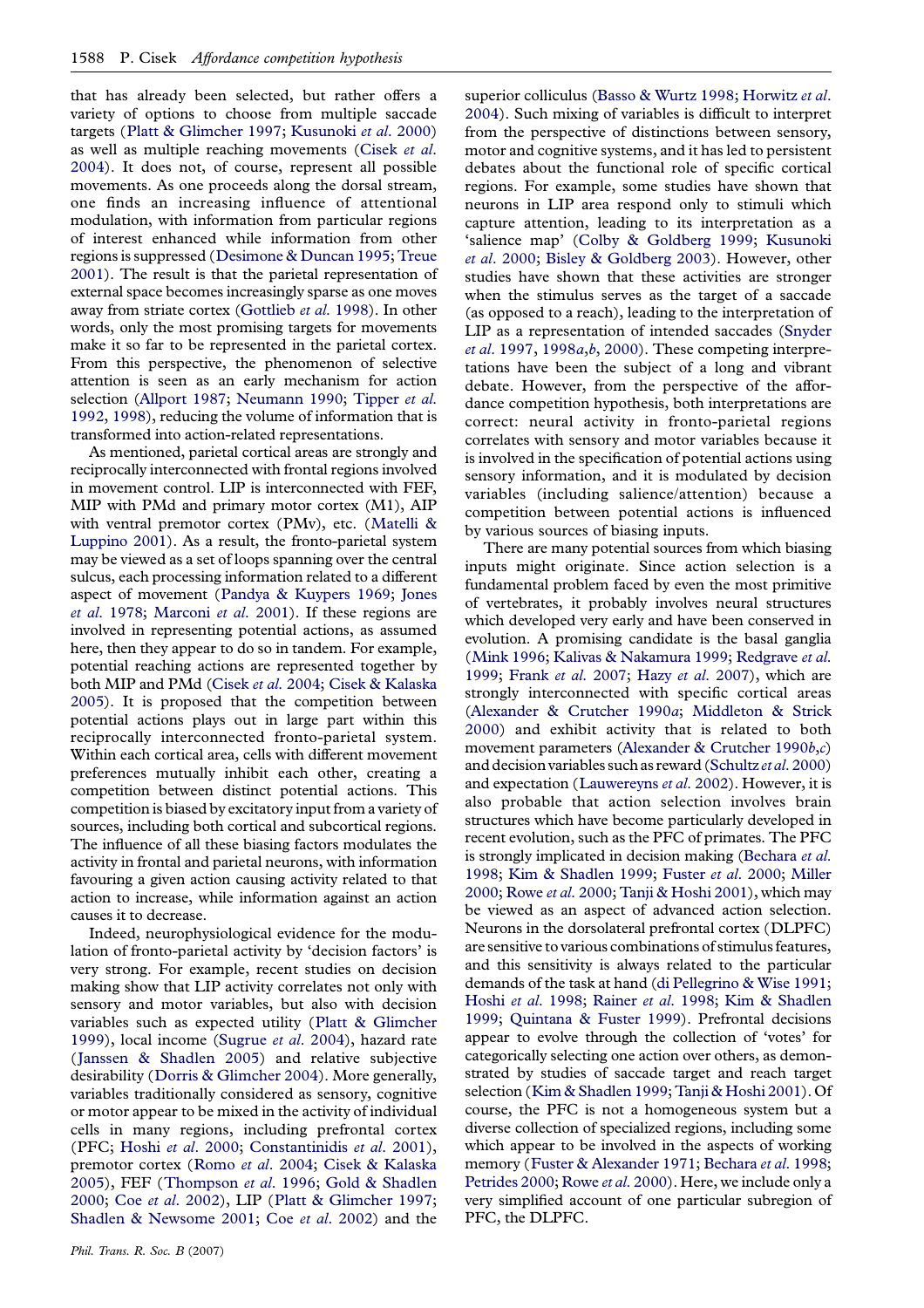that has already been selected, but rather offers a variety of options to choose from multiple saccade targets (Platt & Glimcher 1997; Kusunoki *et al.* 2000) as well as multiple reaching movements (Cisek *et al.* 2004). It does not, of course, represent all possible movements. As one proceeds along the dorsal stream, one finds an increasing influence of attentional modulation, with information from particular regions of interest enhanced while information from other regions is suppressed (Desimone & Duncan 1995; Treue 2001). The result is that the parietal representation of external space becomes increasingly sparse as one moves away from striate cortex (Gottlieb *et al.* 1998). In other words, only the most promising targets for movements make it so far to be represented in the parietal cortex. From this perspective, the phenomenon of selective attention is seen as an early mechanism for action selection (Allport 1987; Neumann 1990; Tipper *et al.* 1992, 1998), reducing the volume of information that is transformed into action-related representations.

As mentioned, parietal cortical areas are strongly and reciprocally interconnected with frontal regions involved in movement control. LIP is interconnected with FEF, MIP with PMd and primary motor cortex (M1), AIP with ventral premotor cortex (PMv), etc. (Matelli & Luppino 2001). As a result, the fronto-parietal system may be viewed as a set of loops spanning over the central sulcus, each processing information related to a different aspect of movement (Pandya & Kuypers 1969; Jones *et al.* 1978; Marconi *et al.* 2001). If these regions are involved in representing potential actions, as assumed here, then they appear to do so in tandem. For example, potential reaching actions are represented together by both MIP and PMd (Cisek *et al.* 2004; Cisek & Kalaska 2005). It is proposed that the competition between potential actions plays out in large part within this reciprocally interconnected fronto-parietal system. Within each cortical area, cells with different movement preferences mutually inhibit each other, creating a competition between distinct potential actions. This competition is biased by excitatory input from a variety of sources, including both cortical and subcortical regions. The influence of all these biasing factors modulates the activity in frontal and parietal neurons, with information favouring a given action causing activity related to that action to increase, while information against an action causes it to decrease.

Indeed, neurophysiological evidence for the modulation of fronto-parietal activity by 'decision factors' is very strong. For example, recent studies on decision making show that LIP activity correlates not only with sensory and motor variables, but also with decision variables such as expected utility (Platt & Glimcher 1999), local income (Sugrue *et al.* 2004), hazard rate (Janssen & Shadlen 2005) and relative subjective desirability (Dorris & Glimcher 2004). More generally, variables traditionally considered as sensory, cognitive or motor appear to be mixed in the activity of individual cells in many regions, including prefrontal cortex (PFC; Hoshi *et al.* 2000; Constantinidis *et al.* 2001), premotor cortex (Romo *et al.* 2004; Cisek & Kalaska 2005), FEF (Thompson *et al.* 1996; Gold & Shadlen 2000; Coe *et al.* 2002), LIP (Platt & Glimcher 1997; Shadlen & Newsome 2001; Coe *et al.* 2002) and the superior colliculus (Basso & Wurtz 1998; Horwitz *et al.* 2004). Such mixing of variables is difficult to interpret from the perspective of distinctions between sensory, motor and cognitive systems, and it has led to persistent debates about the functional role of specific cortical regions. For example, some studies have shown that neurons in LIP area respond only to stimuli which capture attention, leading to its interpretation as a 'salience map' (Colby & Goldberg 1999; Kusunoki *et al.* 2000; Bisley & Goldberg 2003). However, other studies have shown that these activities are stronger when the stimulus serves as the target of a saccade (as opposed to a reach), leading to the interpretation of LIP as a representation of intended saccades (Snyder *et al.* 1997, 1998*a*,*b*, 2000). These competing interpretations have been the subject of a long and vibrant debate. However, from the perspective of the affordance competition hypothesis, both interpretations are correct: neural activity in fronto-parietal regions correlates with sensory and motor variables because it is involved in the specification of potential actions using sensory information, and it is modulated by decision variables (including salience/attention) because a competition between potential actions is influenced by various sources of biasing inputs.

There are many potential sources from which biasing inputs might originate. Since action selection is a fundamental problem faced by even the most primitive of vertebrates, it probably involves neural structures which developed very early and have been conserved in evolution. A promising candidate is the basal ganglia (Mink 1996; Kalivas & Nakamura 1999; Redgrave *et al.* 1999; Frank *et al.* 2007; Hazy *et al.* 2007), which are strongly interconnected with specific cortical areas (Alexander & Crutcher 1990*a*; Middleton & Strick 2000) and exhibit activity that is related to both movement parameters (Alexander & Crutcher 1990*b*,*c*) and decision variables such as reward (Schultz *et al.* 2000) and expectation (Lauwereyns *et al.* 2002). However, it is also probable that action selection involves brain structures which have become particularly developed in recent evolution, such as the PFC of primates. The PFC is strongly implicated in decision making (Bechara *et al.* 1998; Kim & Shadlen 1999; Fuster *et al.* 2000; Miller 2000; Rowe *et al.* 2000; Tanji & Hoshi 2001), which may be viewed as an aspect of advanced action selection. Neurons in the dorsolateral prefrontal cortex (DLPFC) are sensitive to various combinations of stimulus features, and this sensitivity is always related to the particular demands of the task at hand (di Pellegrino & Wise 1991; Hoshi *et al.* 1998; Rainer *et al.* 1998; Kim & Shadlen 1999; Quintana & Fuster 1999). Prefrontal decisions appear to evolve through the collection of 'votes' for categorically selecting one action over others, as demonstrated by studies of saccade target and reach target selection (Kim & Shadlen 1999; Tanji & Hoshi 2001). Of course, the PFC is not a homogeneous system but a diverse collection of specialized regions, including some which appear to be involved in the aspects of working memory (Fuster & Alexander 1971; Bechara *et al.* 1998; Petrides 2000; Rowe *et al.* 2000). Here, we include only a very simplified account of one particular subregion of PFC, the DLPFC.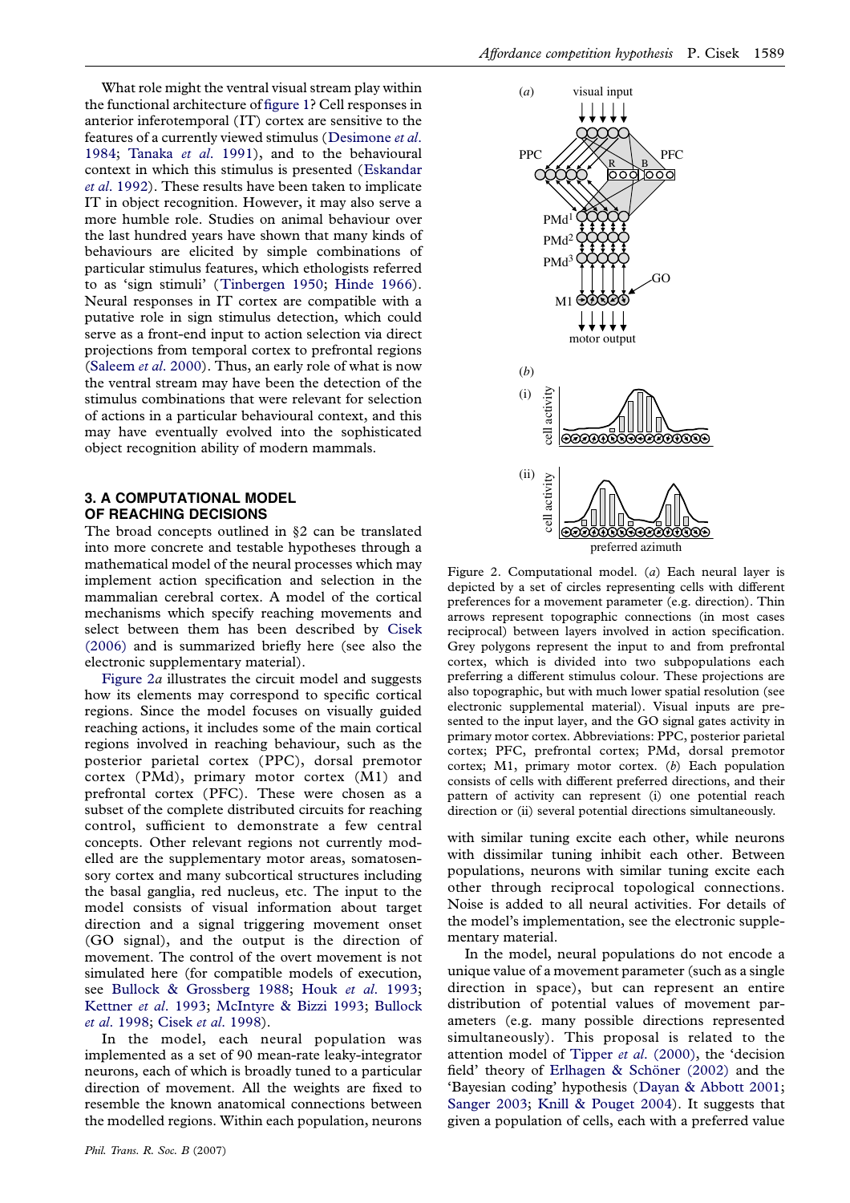What role might the ventral visual stream play within the functional architecture of figure 1? Cell responses in anterior inferotemporal (IT) cortex are sensitive to the features of a currently viewed stimulus (Desimone *et al.* 1984; Tanaka *et al.* 1991), and to the behavioural context in which this stimulus is presented (Eskandar *et al.* 1992). These results have been taken to implicate IT in object recognition. However, it may also serve a more humble role. Studies on animal behaviour over the last hundred years have shown that many kinds of behaviours are elicited by simple combinations of particular stimulus features, which ethologists referred to as 'sign stimuli' (Tinbergen 1950; Hinde 1966). Neural responses in IT cortex are compatible with a putative role in sign stimulus detection, which could serve as a front-end input to action selection via direct projections from temporal cortex to prefrontal regions (Saleem *et al.* 2000). Thus, an early role of what is now the ventral stream may have been the detection of the stimulus combinations that were relevant for selection of actions in a particular behavioural context, and this may have eventually evolved into the sophisticated object recognition ability of modern mammals.

## 3. A COMPUTATIONAL MODEL OF REACHING DECISIONS

The broad concepts outlined in §2 can be translated into more concrete and testable hypotheses through a mathematical model of the neural processes which may implement action specification and selection in the mammalian cerebral cortex. A model of the cortical mechanisms which specify reaching movements and select between them has been described by Cisek (2006) and is summarized briefly here (see also the electronic supplementary material).

Figure 2*a* illustrates the circuit model and suggests how its elements may correspond to specific cortical regions. Since the model focuses on visually guided reaching actions, it includes some of the main cortical regions involved in reaching behaviour, such as the posterior parietal cortex (PPC), dorsal premotor cortex (PMd), primary motor cortex (M1) and prefrontal cortex (PFC). These were chosen as a subset of the complete distributed circuits for reaching control, sufficient to demonstrate a few central concepts. Other relevant regions not currently modelled are the supplementary motor areas, somatosensory cortex and many subcortical structures including the basal ganglia, red nucleus, etc. The input to the model consists of visual information about target direction and a signal triggering movement onset (GO signal), and the output is the direction of movement. The control of the overt movement is not simulated here (for compatible models of execution, see Bullock & Grossberg 1988; Houk *et al.* 1993; Kettner *et al.* 1993; McIntyre & Bizzi 1993; Bullock *et al.* 1998; Cisek *et al.* 1998).

In the model, each neural population was implemented as a set of 90 mean-rate leaky-integrator neurons, each of which is broadly tuned to a particular direction of movement. All the weights are fixed to resemble the known anatomical connections between the modelled regions. Within each population, neurons with similar tuning excite each other, while neurons with dissimilar tuning inhibit each other. Between populations, neurons with similar tuning excite each other through reciprocal topological connections. Noise is added to all neural activities. For details of the model's implementation, see the electronic supplementary material.

(*a*)
visual input
PPC
PFC
R
B
PMd[1]
PMd[2]
PMd[3]
GO
M1
motor output

(*b*)
(i)
cell activity
(ii)
cell activity
preferred azimuth

Figure 2. Computational model. (*a*) Each neural layer is depicted by a set of circles representing cells with different preferences for a movement parameter (e.g. direction). Thin arrows represent topographic connections (in most cases reciprocal) between layers involved in action specification. Grey polygons represent the input to and from prefrontal cortex, which is divided into two subpopulations each preferring a different stimulus colour. These projections are also topographic, but with much lower spatial resolution (see electronic supplemental material). Visual inputs are presented to the input layer, and the GO signal gates activity in primary motor cortex. Abbreviations: PPC, posterior parietal cortex; PFC, prefrontal cortex; PMd, dorsal premotor cortex; M1, primary motor cortex. (*b*) Each population consists of cells with different preferred directions, and their pattern of activity can represent (i) one potential reach direction or (ii) several potential directions simultaneously.

In the model, neural populations do not encode a unique value of a movement parameter (such as a single direction in space), but can represent an entire distribution of potential values of movement parameters (e.g. many possible directions represented simultaneously). This proposal is related to the attention model of Tipper *et al.* (2000), the 'decision field' theory of Erlhagen & Schöner (2002) and the 'Bayesian coding' hypothesis (Dayan & Abbott 2001; Sanger 2003; Knill & Pouget 2004). It suggests that given a population of cells, each with a preferred value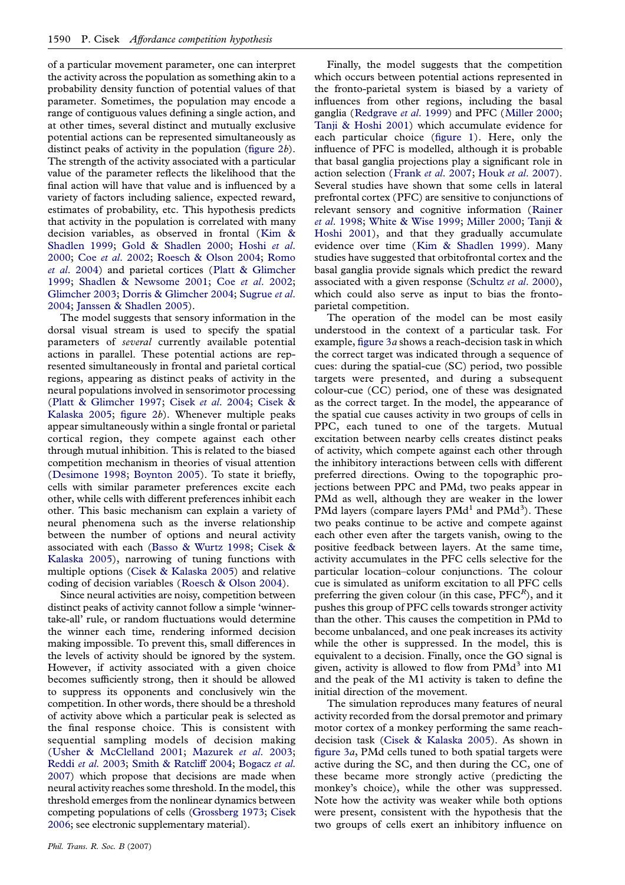of a particular movement parameter, one can interpret the activity across the population as something akin to a probability density function of potential values of that parameter. Sometimes, the population may encode a range of contiguous values defining a single action, and at other times, several distinct and mutually exclusive potential actions can be represented simultaneously as distinct peaks of activity in the population (figure 2*b*). The strength of the activity associated with a particular value of the parameter reflects the likelihood that the final action will have that value and is influenced by a variety of factors including salience, expected reward, estimates of probability, etc. This hypothesis predicts that activity in the population is correlated with many decision variables, as observed in frontal (Kim & Shadlen 1999; Gold & Shadlen 2000; Hoshi *et al.* 2000; Coe *et al.* 2002; Roesch & Olson 2004; Romo *et al.* 2004) and parietal cortices (Platt & Glimcher 1999; Shadlen & Newsome 2001; Coe *et al.* 2002; Glimcher 2003; Dorris & Glimcher 2004; Sugrue *et al.* 2004; Janssen & Shadlen 2005).

The model suggests that sensory information in the dorsal visual stream is used to specify the spatial parameters of *several* currently available potential actions in parallel. These potential actions are represented simultaneously in frontal and parietal cortical regions, appearing as distinct peaks of activity in the neural populations involved in sensorimotor processing (Platt & Glimcher 1997; Cisek *et al.* 2004; Cisek & Kalaska 2005; figure 2*b*). Whenever multiple peaks appear simultaneously within a single frontal or parietal cortical region, they compete against each other through mutual inhibition. This is related to the biased competition mechanism in theories of visual attention (Desimone 1998; Boynton 2005). To state it briefly, cells with similar parameter preferences excite each other, while cells with different preferences inhibit each other. This basic mechanism can explain a variety of neural phenomena such as the inverse relationship between the number of options and neural activity associated with each (Basso & Wurtz 1998; Cisek & Kalaska 2005), narrowing of tuning functions with multiple options (Cisek & Kalaska 2005) and relative coding of decision variables (Roesch & Olson 2004).

Since neural activities are noisy, competition between distinct peaks of activity cannot follow a simple 'winner-take-all' rule, or random fluctuations would determine the winner each time, rendering informed decision making impossible. To prevent this, small differences in the levels of activity should be ignored by the system. However, if activity associated with a given choice becomes sufficiently strong, then it should be allowed to suppress its opponents and conclusively win the competition. In other words, there should be a threshold of activity above which a particular peak is selected as the final response choice. This is consistent with sequential sampling models of decision making (Usher & McClelland 2001; Mazurek *et al.* 2003; Reddi *et al.* 2003; Smith & Ratcliff 2004; Bogacz *et al.* 2007) which propose that decisions are made when neural activity reaches some threshold. In the model, this threshold emerges from the nonlinear dynamics between competing populations of cells (Grossberg 1973; Cisek 2006; see electronic supplementary material).

Finally, the model suggests that the competition which occurs between potential actions represented in the fronto-parietal system is biased by a variety of influences from other regions, including the basal ganglia (Redgrave *et al.* 1999) and PFC (Miller 2000; Tanji & Hoshi 2001) which accumulate evidence for each particular choice (figure 1). Here, only the influence of PFC is modelled, although it is probable that basal ganglia projections play a significant role in action selection (Frank *et al.* 2007; Houk *et al.* 2007). Several studies have shown that some cells in lateral prefrontal cortex (PFC) are sensitive to conjunctions of relevant sensory and cognitive information (Rainer *et al.* 1998; White & Wise 1999; Miller 2000; Tanji & Hoshi 2001), and that they gradually accumulate evidence over time (Kim & Shadlen 1999). Many studies have suggested that orbitofrontal cortex and the basal ganglia provide signals which predict the reward associated with a given response (Schultz *et al.* 2000), which could also serve as input to bias the fronto-parietal competition.

The operation of the model can be most easily understood in the context of a particular task. For example, figure 3*a* shows a reach-decision task in which the correct target was indicated through a sequence of cues: during the spatial-cue (SC) period, two possible targets were presented, and during a subsequent colour-cue (CC) period, one of these was designated as the correct target. In the model, the appearance of the spatial cue causes activity in two groups of cells in PPC, each tuned to one of the targets. Mutual excitation between nearby cells creates distinct peaks of activity, which compete against each other through the inhibitory interactions between cells with different preferred directions. Owing to the topographic projections between PPC and PMd, two peaks appear in PMd as well, although they are weaker in the lower PMd layers (compare layers $\text{PMd}^1$ and $\text{PMd}^3$). These two peaks continue to be active and compete against each other even after the targets vanish, owing to the positive feedback between layers. At the same time, activity accumulates in the PFC cells selective for the particular location–colour conjunctions. The colour cue is simulated as uniform excitation to all PFC cells preferring the given colour (in this case, $\text{PFC}^R$), and it pushes this group of PFC cells towards stronger activity than the other. This causes the competition in PMd to become unbalanced, and one peak increases its activity while the other is suppressed. In the model, this is equivalent to a decision. Finally, once the GO signal is given, activity is allowed to flow from $\text{PMd}^3$ into M1 and the peak of the M1 activity is taken to define the initial direction of the movement.

The simulation reproduces many features of neural activity recorded from the dorsal premotor and primary motor cortex of a monkey performing the same reach-decision task (Cisek & Kalaska 2005). As shown in figure 3*a*, PMd cells tuned to both spatial targets were active during the SC, and then during the CC, one of these became more strongly active (predicting the monkey's choice), while the other was suppressed. Note how the activity was weaker while both options were present, consistent with the hypothesis that the two groups of cells exert an inhibitory influence on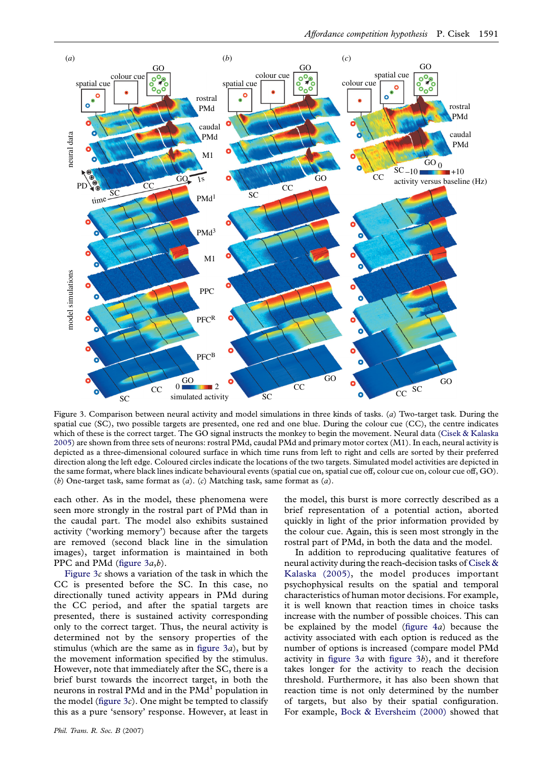Figure 3. Comparison between neural activity and model simulations in three kinds of tasks. (*a*) Two-target task. During the spatial cue (SC), two possible targets are presented, one red and one blue. During the colour cue (CC), the centre indicates which of these is the correct target. The GO signal instructs the monkey to begin the movement. Neural data (Cisek & Kalaska 2005) are shown from three sets of neurons: rostral PMd, caudal PMd and primary motor cortex (M1). In each, neural activity is depicted as a three-dimensional coloured surface in which time runs from left to right and cells are sorted by their preferred direction along the left edge. Coloured circles indicate the locations of the two targets. Simulated model activities are depicted in the same format, where black lines indicate behavioural events (spatial cue on, spatial cue off, colour cue on, colour cue off, GO). (*b*) One-target task, same format as (*a*). (*c*) Matching task, same format as (*a*).

each other. As in the model, these phenomena were seen more strongly in the rostral part of PMd than in the caudal part. The model also exhibits sustained activity ('working memory') because after the targets are removed (second black line in the simulation images), target information is maintained in both PPC and PMd (figure 3*a*,*b*).

Figure 3*c* shows a variation of the task in which the CC is presented before the SC. In this case, no directionally tuned activity appears in PMd during the CC period, and after the spatial targets are presented, there is sustained activity corresponding only to the correct target. Thus, the neural activity is determined not by the sensory properties of the stimulus (which are the same as in figure 3*a*), but by the movement information specified by the stimulus. However, note that immediately after the SC, there is a brief burst towards the incorrect target, in both the neurons in rostral PMd and in the PMd[1] population in the model (figure 3*c*). One might be tempted to classify this as a pure 'sensory' response. However, at least in the model, this burst is more correctly described as a brief representation of a potential action, aborted quickly in light of the prior information provided by the colour cue. Again, this is seen most strongly in the rostral part of PMd, in both the data and the model.

In addition to reproducing qualitative features of neural activity during the reach-decision tasks of Cisek & Kalaska (2005), the model produces important psychophysical results on the spatial and temporal characteristics of human motor decisions. For example, it is well known that reaction times in choice tasks increase with the number of possible choices. This can be explained by the model (figure 4*a*) because the activity associated with each option is reduced as the number of options is increased (compare model PMd activity in figure 3*a* with figure 3*b*), and it therefore takes longer for the activity to reach the decision threshold. Furthermore, it has also been shown that reaction time is not only determined by the number of targets, but also by their spatial configuration. For example, Bock & Eversheim (2000) showed that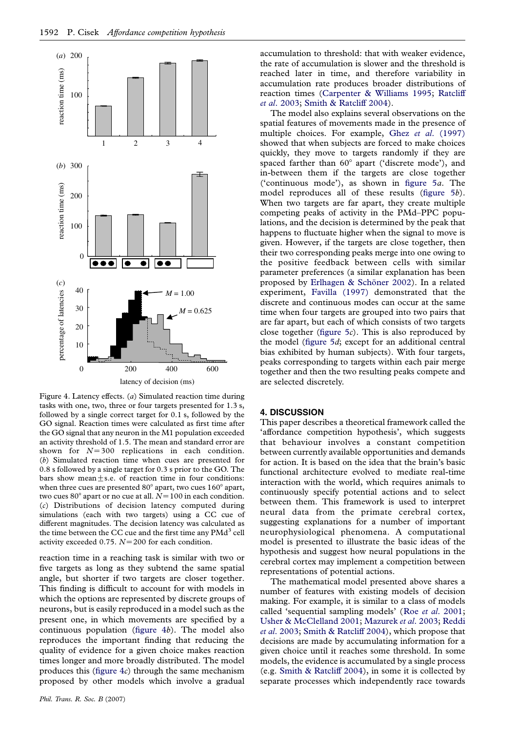(a) 200

reaction time (ms)

100

1 2 3 4

(b) 300

reaction time (ms)

200

100

0

(c)

40

30

20

10

0

percentage of latencies

$M = 1.00$

$M = 0.625$

200 400 600

latency of decision (ms)

Figure 4. Latency effects. (*a*) Simulated reaction time during tasks with one, two, three or four targets presented for 1.3 s, followed by a single correct target for 0.1 s, followed by the GO signal. Reaction times were calculated as first time after the GO signal that any neuron in the M1 population exceeded an activity threshold of 1.5. The mean and standard error are shown for $N=300$ replications in each condition. (*b*) Simulated reaction time when cues are presented for 0.8 s followed by a single target for 0.3 s prior to the GO. The bars show mean±s.e. of reaction time in four conditions: when three cues are presented 80° apart, two cues 160° apart, two cues 80° apart or no cue at all. $N=100$ in each condition. (*c*) Distributions of decision latency computed during simulations (each with two targets) using a CC cue of different magnitudes. The decision latency was calculated as the time between the CC cue and the first time any $PMd^3$ cell activity exceeded 0.75. $N=200$ for each condition.

reaction time in a reaching task is similar with two or five targets as long as they subtend the same spatial angle, but shorter if two targets are closer together. This finding is difficult to account for with models in which the options are represented by discrete groups of neurons, but is easily reproduced in a model such as the present one, in which movements are specified by a continuous population (figure 4*b*). The model also reproduces the important finding that reducing the quality of evidence for a given choice makes reaction times longer and more broadly distributed. The model produces this (figure 4*c*) through the same mechanism proposed by other models which involve a gradual accumulation to threshold: that with weaker evidence, the rate of accumulation is slower and the threshold is reached later in time, and therefore variability in accumulation rate produces broader distributions of reaction times (Carpenter & Williams 1995; Ratcliff *et al.* 2003; Smith & Ratcliff 2004).

The model also explains several observations on the spatial features of movements made in the presence of multiple choices. For example, Ghez *et al.* (1997) showed that when subjects are forced to make choices quickly, they move to targets randomly if they are spaced farther than 60° apart ('discrete mode'), and in-between them if the targets are close together ('continuous mode'), as shown in figure 5*a*. The model reproduces all of these results (figure 5*b*). When two targets are far apart, they create multiple competing peaks of activity in the PMd–PPC populations, and the decision is determined by the peak that happens to fluctuate higher when the signal to move is given. However, if the targets are close together, then their two corresponding peaks merge into one owing to the positive feedback between cells with similar parameter preferences (a similar explanation has been proposed by Erlhagen & Schöner 2002). In a related experiment, Favilla (1997) demonstrated that the discrete and continuous modes can occur at the same time when four targets are grouped into two pairs that are far apart, but each of which consists of two targets close together (figure 5*c*). This is also reproduced by the model (figure 5*d*; except for an additional central bias exhibited by human subjects). With four targets, peaks corresponding to targets within each pair merge together and then the two resulting peaks compete and are selected discretely.

## 4. DISCUSSION

This paper describes a theoretical framework called the 'affordance competition hypothesis', which suggests that behaviour involves a constant competition between currently available opportunities and demands for action. It is based on the idea that the brain's basic functional architecture evolved to mediate real-time interaction with the world, which requires animals to continuously specify potential actions and to select between them. This framework is used to interpret neural data from the primate cerebral cortex, suggesting explanations for a number of important neurophysiological phenomena. A computational model is presented to illustrate the basic ideas of the hypothesis and suggest how neural populations in the cerebral cortex may implement a competition between representations of potential actions.

The mathematical model presented above shares a number of features with existing models of decision making. For example, it is similar to a class of models called 'sequential sampling models' (Roe *et al.* 2001; Usher & McClelland 2001; Mazurek *et al.* 2003; Reddi *et al.* 2003; Smith & Ratcliff 2004), which propose that decisions are made by accumulating information for a given choice until it reaches some threshold. In some models, the evidence is accumulated by a single process (e.g. Smith & Ratcliff 2004), in some it is collected by separate processes which independently race towards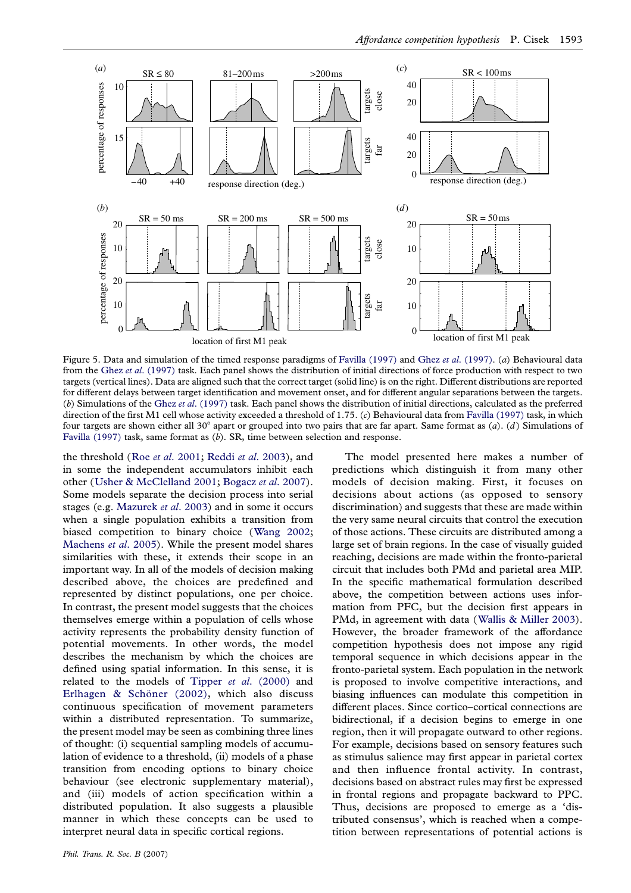(a)

SR ≤ 80

81–200ms

>200ms

percentage of responses

10

15

targets close

targets far

−40

+40

response direction (deg.)

(c)

SR < 100ms

40

20

40

20

0

response direction (deg.)

(b)

SR = 50 ms

SR = 200 ms

SR = 500 ms

percentage of responses

20

10

20

10

0

targets close

targets far

location of first M1 peak

(d)

SR = 50ms

20

10

20

10

0

location of first M1 peak

Figure 5. Data and simulation of the timed response paradigms of Favilla (1997) and Ghez *et al.* (1997). (*a*) Behavioural data from the Ghez *et al.* (1997) task. Each panel shows the distribution of initial directions of force production with respect to two targets (vertical lines). Data are aligned such that the correct target (solid line) is on the right. Different distributions are reported for different delays between target identification and movement onset, and for different angular separations between the targets. (*b*) Simulations of the Ghez *et al.* (1997) task. Each panel shows the distribution of initial directions, calculated as the preferred direction of the first M1 cell whose activity exceeded a threshold of 1.75. (*c*) Behavioural data from Favilla (1997) task, in which four targets are shown either all 30° apart or grouped into two pairs that are far apart. Same format as (*a*). (*d*) Simulations of Favilla (1997) task, same format as (*b*). SR, time between selection and response.

the threshold (Roe *et al*. 2001; Reddi *et al*. 2003), and in some the independent accumulators inhibit each other (Usher & McClelland 2001; Bogacz *et al*. 2007). Some models separate the decision process into serial stages (e.g. Mazurek *et al*. 2003) and in some it occurs when a single population exhibits a transition from biased competition to binary choice (Wang 2002; Machens *et al*. 2005). While the present model shares similarities with these, it extends their scope in an important way. In all of the models of decision making described above, the choices are predefined and represented by distinct populations, one per choice. In contrast, the present model suggests that the choices themselves emerge within a population of cells whose activity represents the probability density function of potential movements. In other words, the model describes the mechanism by which the choices are defined using spatial information. In this sense, it is related to the models of Tipper *et al*. (2000) and Erlhagen & Schöner (2002), which also discuss continuous specification of movement parameters within a distributed representation. To summarize, the present model may be seen as combining three lines of thought: (i) sequential sampling models of accumulation of evidence to a threshold, (ii) models of a phase transition from encoding options to binary choice behaviour (see electronic supplementary material), and (iii) models of action specification within a distributed population. It also suggests a plausible manner in which these concepts can be used to interpret neural data in specific cortical regions.

The model presented here makes a number of predictions which distinguish it from many other models of decision making. First, it focuses on decisions about actions (as opposed to sensory discrimination) and suggests that these are made within the very same neural circuits that control the execution of those actions. These circuits are distributed among a large set of brain regions. In the case of visually guided reaching, decisions are made within the fronto-parietal circuit that includes both PMd and parietal area MIP. In the specific mathematical formulation described above, the competition between actions uses information from PFC, but the decision first appears in PMd, in agreement with data (Wallis & Miller 2003). However, the broader framework of the affordance competition hypothesis does not impose any rigid temporal sequence in which decisions appear in the fronto-parietal system. Each population in the network is proposed to involve competitive interactions, and biasing influences can modulate this competition in different places. Since cortico–cortical connections are bidirectional, if a decision begins to emerge in one region, then it will propagate outward to other regions. For example, decisions based on sensory features such as stimulus salience may first appear in parietal cortex and then influence frontal activity. In contrast, decisions based on abstract rules may first be expressed in frontal regions and propagate backward to PPC. Thus, decisions are proposed to emerge as a 'distributed consensus', which is reached when a competition between representations of potential actions is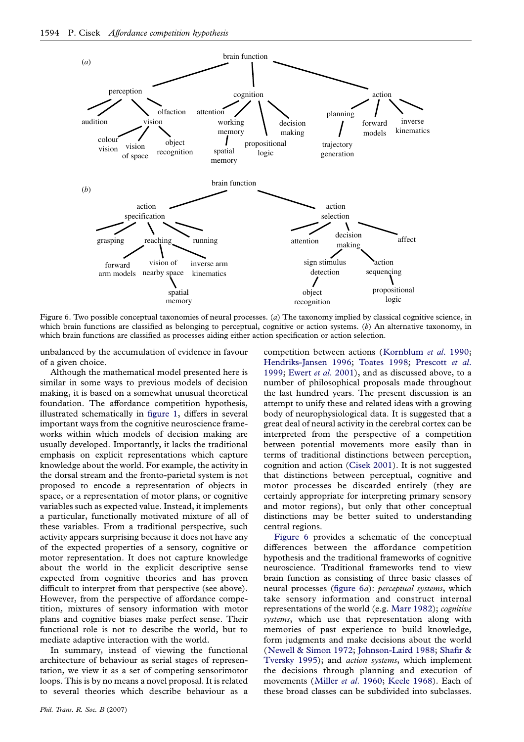(a)

brain function

perception

audition

vision

olfaction

colour vision

vision of space

object recognition

cognition

attention

working memory

spatial memory

propositional logic

decision making

action

planning

trajectory generation

forward models

inverse kinematics

(b)

brain function

action specification

grasping

reaching

running

forward arm models

vision of nearby space

inverse arm kinematics

spatial memory

action selection

attention

decision making

affect

sign stimulus detection

object recognition

action sequencing

propositional logic

Figure 6. Two possible conceptual taxonomies of neural processes. (*a*) The taxonomy implied by classical cognitive science, in which brain functions are classified as belonging to perceptual, cognitive or action systems. (*b*) An alternative taxonomy, in which brain functions are classified as processes aiding either action specification or action selection.

unbalanced by the accumulation of evidence in favour of a given choice.

Although the mathematical model presented here is similar in some ways to previous models of decision making, it is based on a somewhat unusual theoretical foundation. The affordance competition hypothesis, illustrated schematically in figure 1, differs in several important ways from the cognitive neuroscience frameworks within which models of decision making are usually developed. Importantly, it lacks the traditional emphasis on explicit representations which capture knowledge about the world. For example, the activity in the dorsal stream and the fronto-parietal system is not proposed to encode a representation of objects in space, or a representation of motor plans, or cognitive variables such as expected value. Instead, it implements a particular, functionally motivated mixture of all of these variables. From a traditional perspective, such activity appears surprising because it does not have any of the expected properties of a sensory, cognitive or motor representation. It does not capture knowledge about the world in the explicit descriptive sense expected from cognitive theories and has proven difficult to interpret from that perspective (see above). However, from the perspective of affordance competition, mixtures of sensory information with motor plans and cognitive biases make perfect sense. Their functional role is not to describe the world, but to mediate adaptive interaction with the world.

In summary, instead of viewing the functional architecture of behaviour as serial stages of representation, we view it as a set of competing sensorimotor loops. This is by no means a novel proposal. It is related to several theories which describe behaviour as a competition between actions (Kornblum *et al.* 1990; Hendriks-Jansen 1996; Toates 1998; Prescott *et al.* 1999; Ewert *et al.* 2001), and as discussed above, to a number of philosophical proposals made throughout the last hundred years. The present discussion is an attempt to unify these and related ideas with a growing body of neurophysiological data. It is suggested that a great deal of neural activity in the cerebral cortex can be interpreted from the perspective of a competition between potential movements more easily than in terms of traditional distinctions between perception, cognition and action (Cisek 2001). It is not suggested that distinctions between perceptual, cognitive and motor processes be discarded entirely (they are certainly appropriate for interpreting primary sensory and motor regions), but only that other conceptual distinctions may be better suited to understanding central regions.

Figure 6 provides a schematic of the conceptual differences between the affordance competition hypothesis and the traditional frameworks of cognitive neuroscience. Traditional frameworks tend to view brain function as consisting of three basic classes of neural processes (figure 6*a*): *perceptual systems*, which take sensory information and construct internal representations of the world (e.g. Marr 1982); *cognitive systems*, which use that representation along with memories of past experience to build knowledge, form judgments and make decisions about the world (Newell & Simon 1972; Johnson-Laird 1988; Shafir & Tversky 1995); and *action systems*, which implement the decisions through planning and execution of movements (Miller *et al.* 1960; Keele 1968). Each of these broad classes can be subdivided into subclasses.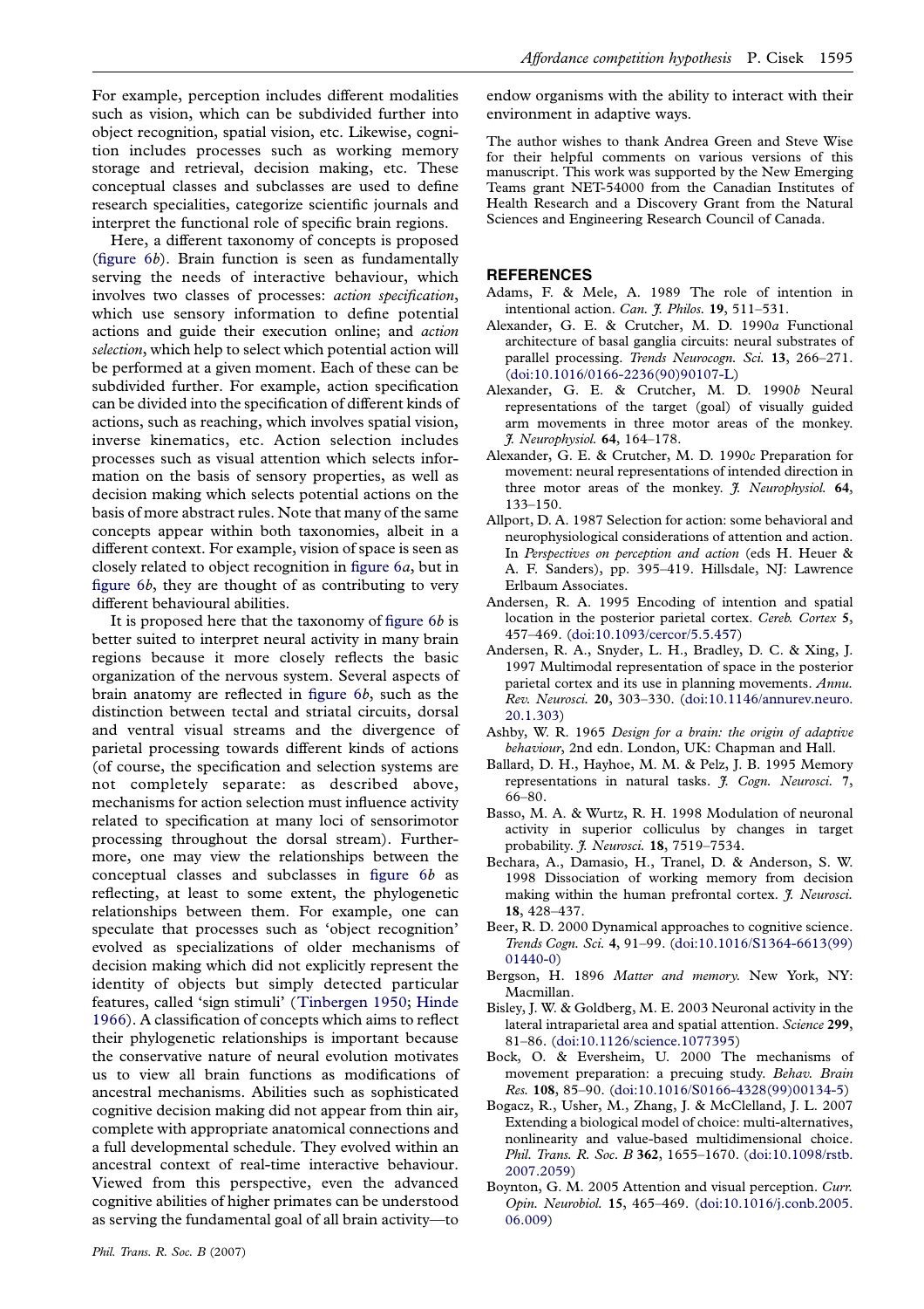For example, perception includes different modalities such as vision, which can be subdivided further into object recognition, spatial vision, etc. Likewise, cognition includes processes such as working memory storage and retrieval, decision making, etc. These conceptual classes and subclasses are used to define research specialities, categorize scientific journals and interpret the functional role of specific brain regions.

Here, a different taxonomy of concepts is proposed (figure 6*b*). Brain function is seen as fundamentally serving the needs of interactive behaviour, which involves two classes of processes: *action specification*, which use sensory information to define potential actions and guide their execution online; and *action selection*, which help to select which potential action will be performed at a given moment. Each of these can be subdivided further. For example, action specification can be divided into the specification of different kinds of actions, such as reaching, which involves spatial vision, inverse kinematics, etc. Action selection includes processes such as visual attention which selects information on the basis of sensory properties, as well as decision making which selects potential actions on the basis of more abstract rules. Note that many of the same concepts appear within both taxonomies, albeit in a different context. For example, vision of space is seen as closely related to object recognition in figure 6*a*, but in figure 6*b*, they are thought of as contributing to very different behavioural abilities.

It is proposed here that the taxonomy of figure 6*b* is better suited to interpret neural activity in many brain regions because it more closely reflects the basic organization of the nervous system. Several aspects of brain anatomy are reflected in figure 6*b*, such as the distinction between tectal and striatal circuits, dorsal and ventral visual streams and the divergence of parietal processing towards different kinds of actions (of course, the specification and selection systems are not completely separate: as described above, mechanisms for action selection must influence activity related to specification at many loci of sensorimotor processing throughout the dorsal stream). Furthermore, one may view the relationships between the conceptual classes and subclasses in figure 6*b* as reflecting, at least to some extent, the phylogenetic relationships between them. For example, one can speculate that processes such as 'object recognition' evolved as specializations of older mechanisms of decision making which did not explicitly represent the identity of objects but simply detected particular features, called 'sign stimuli' (Tinbergen 1950; Hinde 1966). A classification of concepts which aims to reflect their phylogenetic relationships is important because the conservative nature of neural evolution motivates us to view all brain functions as modifications of ancestral mechanisms. Abilities such as sophisticated cognitive decision making did not appear from thin air, complete with appropriate anatomical connections and a full developmental schedule. They evolved within an ancestral context of real-time interactive behaviour. Viewed from this perspective, even the advanced cognitive abilities of higher primates can be understood as serving the fundamental goal of all brain activity—to endow organisms with the ability to interact with their environment in adaptive ways.

The author wishes to thank Andrea Green and Steve Wise for their helpful comments on various versions of this manuscript. This work was supported by the New Emerging Teams grant NET-54000 from the Canadian Institutes of Health Research and a Discovery Grant from the Natural Sciences and Engineering Research Council of Canada.

## REFERENCES

Adams, F. & Mele, A. 1989 The role of intention in intentional action. *Can. J. Philos.* **19**, 511–531.

Alexander, G. E. & Crutcher, M. D. 1990*a* Functional architecture of basal ganglia circuits: neural substrates of parallel processing. *Trends Neurocogn. Sci.* **13**, 266–271. (doi:10.1016/0166-2236(90)90107-L)

Alexander, G. E. & Crutcher, M. D. 1990*b* Neural representations of the target (goal) of visually guided arm movements in three motor areas of the monkey. *J. Neurophysiol.* **64**, 164–178.

Alexander, G. E. & Crutcher, M. D. 1990*c* Preparation for movement: neural representations of intended direction in three motor areas of the monkey. *J. Neurophysiol.* **64**, 133–150.

Allport, D. A. 1987 Selection for action: some behavioral and neurophysiological considerations of attention and action. In *Perspectives on perception and action* (eds H. Heuer & A. F. Sanders), pp. 395–419. Hillsdale, NJ: Lawrence Erlbaum Associates.

Andersen, R. A. 1995 Encoding of intention and spatial location in the posterior parietal cortex. *Cereb. Cortex* **5**, 457–469. (doi:10.1093/cercor/5.5.457)

Andersen, R. A., Snyder, L. H., Bradley, D. C. & Xing, J. 1997 Multimodal representation of space in the posterior parietal cortex and its use in planning movements. *Annu. Rev. Neurosci.* **20**, 303–330. (doi:10.1146/annurev.neuro.20.1.303)

Ashby, W. R. 1965 *Design for a brain: the origin of adaptive behaviour*, 2nd edn. London, UK: Chapman and Hall.

Ballard, D. H., Hayhoe, M. M. & Pelz, J. B. 1995 Memory representations in natural tasks. *J. Cogn. Neurosci.* **7**, 66–80.

Basso, M. A. & Wurtz, R. H. 1998 Modulation of neuronal activity in superior colliculus by changes in target probability. *J. Neurosci.* **18**, 7519–7534.

Bechara, A., Damasio, H., Tranel, D. & Anderson, S. W. 1998 Dissociation of working memory from decision making within the human prefrontal cortex. *J. Neurosci.* **18**, 428–437.

Beer, R. D. 2000 Dynamical approaches to cognitive science. *Trends Cogn. Sci.* **4**, 91–99. (doi:10.1016/S1364-6613(99)01440-0)

Bergson, H. 1896 *Matter and memory*. New York, NY: Macmillan.

Bisley, J. W. & Goldberg, M. E. 2003 Neuronal activity in the lateral intraparietal area and spatial attention. *Science* **299**, 81–86. (doi:10.1126/science.1077395)

Bock, O. & Eversheim, U. 2000 The mechanisms of movement preparation: a precuing study. *Behav. Brain Res.* **108**, 85–90. (doi:10.1016/S0166-4328(99)00134-5)

Bogacz, R., Usher, M., Zhang, J. & McClelland, J. L. 2007 Extending a biological model of choice: multi-alternatives, nonlinearity and value-based multidimensional choice. *Phil. Trans. R. Soc. B* **362**, 1655–1670. (doi:10.1098/rstb.2007.2059)

Boynton, G. M. 2005 Attention and visual perception. *Curr. Opin. Neurobiol.* **15**, 465–469. (doi:10.1016/j.conb.2005.06.009)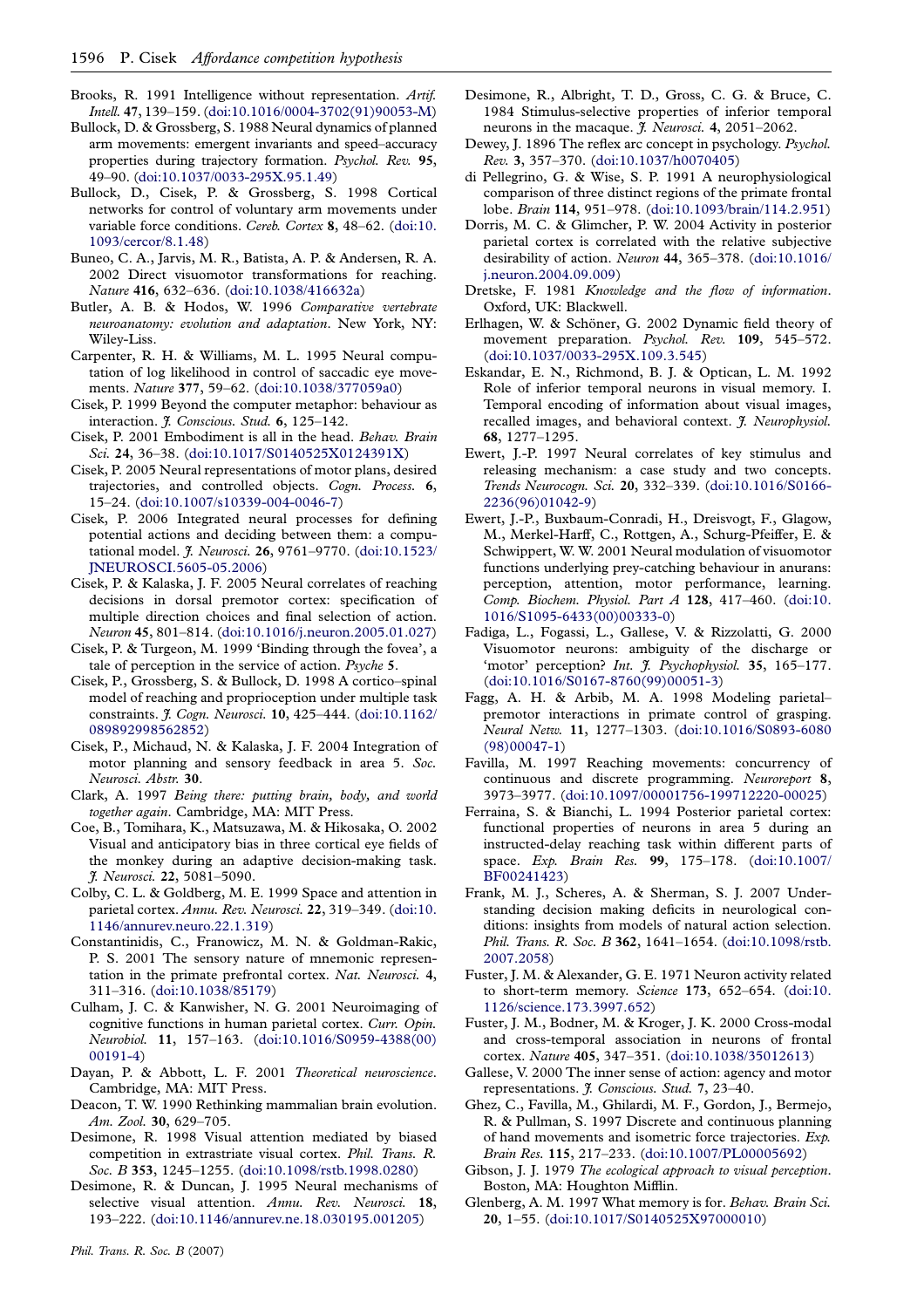Brooks, R. 1991 Intelligence without representation. *Artif. Intell.* **47**, 139–159. (doi:10.1016/0004-3702(91)90053-M)

Bullock, D. & Grossberg, S. 1988 Neural dynamics of planned arm movements: emergent invariants and speed–accuracy properties during trajectory formation. *Psychol. Rev.* **95**, 49–90. (doi:10.1037/0033-295X.95.1.49)

Bullock, D., Cisek, P. & Grossberg, S. 1998 Cortical networks for control of voluntary arm movements under variable force conditions. *Cereb. Cortex* **8**, 48–62. (doi:10.1093/cercor/8.1.48)

Buneo, C. A., Jarvis, M. R., Batista, A. P. & Andersen, R. A. 2002 Direct visuomotor transformations for reaching. *Nature* **416**, 632–636. (doi:10.1038/416632a)

Butler, A. B. & Hodos, W. 1996 *Comparative vertebrate neuroanatomy: evolution and adaptation*. New York, NY: Wiley-Liss.

Carpenter, R. H. & Williams, M. L. 1995 Neural computation of log likelihood in control of saccadic eye movements. *Nature* **377**, 59–62. (doi:10.1038/377059a0)

Cisek, P. 1999 Beyond the computer metaphor: behaviour as interaction. *J. Conscious. Stud.* **6**, 125–142.

Cisek, P. 2001 Embodiment is all in the head. *Behav. Brain Sci.* **24**, 36–38. (doi:10.1017/S0140525X0124391X)

Cisek, P. 2005 Neural representations of motor plans, desired trajectories, and controlled objects. *Cogn. Process.* **6**, 15–24. (doi:10.1007/s10339-004-0046-7)

Cisek, P. 2006 Integrated neural processes for defining potential actions and deciding between them: a computational model. *J. Neurosci.* **26**, 9761–9770. (doi:10.1523/JNEUROSCI.5605-05.2006)

Cisek, P. & Kalaska, J. F. 2005 Neural correlates of reaching decisions in dorsal premotor cortex: specification of multiple direction choices and final selection of action. *Neuron* **45**, 801–814. (doi:10.1016/j.neuron.2005.01.027)

Cisek, P. & Turgeon, M. 1999 'Binding through the fovea', a tale of perception in the service of action. *Psyche* **5**.

Cisek, P., Grossberg, S. & Bullock, D. 1998 A cortico–spinal model of reaching and proprioception under multiple task constraints. *J. Cogn. Neurosci.* **10**, 425–444. (doi:10.1162/089892998562852)

Cisek, P., Michaud, N. & Kalaska, J. F. 2004 Integration of motor planning and sensory feedback in area 5. *Soc. Neurosci. Abstr.* **30**.

Clark, A. 1997 *Being there: putting brain, body, and world together again*. Cambridge, MA: MIT Press.

Coe, B., Tomihara, K., Matsuzawa, M. & Hikosaka, O. 2002 Visual and anticipatory bias in three cortical eye fields of the monkey during an adaptive decision-making task. *J. Neurosci.* **22**, 5081–5090.

Colby, C. L. & Goldberg, M. E. 1999 Space and attention in parietal cortex. *Annu. Rev. Neurosci.* **22**, 319–349. (doi:10.1146/annurev.neuro.22.1.319)

Constantinidis, C., Franowicz, M. N. & Goldman-Rakic, P. S. 2001 The sensory nature of mnemonic representation in the primate prefrontal cortex. *Nat. Neurosci.* **4**, 311–316. (doi:10.1038/85179)

Culham, J. C. & Kanwisher, N. G. 2001 Neuroimaging of cognitive functions in human parietal cortex. *Curr. Opin. Neurobiol.* **11**, 157–163. (doi:10.1016/S0959-4388(00)00191-4)

Dayan, P. & Abbott, L. F. 2001 *Theoretical neuroscience*. Cambridge, MA: MIT Press.

Deacon, T. W. 1990 Rethinking mammalian brain evolution. *Am. Zool.* **30**, 629–705.

Desimone, R. 1998 Visual attention mediated by biased competition in extrastriate visual cortex. *Phil. Trans. R. Soc. B* **353**, 1245–1255. (doi:10.1098/rstb.1998.0280)

Desimone, R. & Duncan, J. 1995 Neural mechanisms of selective visual attention. *Annu. Rev. Neurosci.* **18**, 193–222. (doi:10.1146/annurev.ne.18.030195.001205)

Desimone, R., Albright, T. D., Gross, C. G. & Bruce, C. 1984 Stimulus-selective properties of inferior temporal neurons in the macaque. *J. Neurosci.* **4**, 2051–2062.

Dewey, J. 1896 The reflex arc concept in psychology. *Psychol. Rev.* **3**, 357–370. (doi:10.1037/h0070405)

di Pellegrino, G. & Wise, S. P. 1991 A neurophysiological comparison of three distinct regions of the primate frontal lobe. *Brain* **114**, 951–978. (doi:10.1093/brain/114.2.951)

Dorris, M. C. & Glimcher, P. W. 2004 Activity in posterior parietal cortex is correlated with the relative subjective desirability of action. *Neuron* **44**, 365–378. (doi:10.1016/j.neuron.2004.09.009)

Dretske, F. 1981 *Knowledge and the flow of information*. Oxford, UK: Blackwell.

Erlhagen, W. & Schöner, G. 2002 Dynamic field theory of movement preparation. *Psychol. Rev.* **109**, 545–572. (doi:10.1037/0033-295X.109.3.545)

Eskandar, E. N., Richmond, B. J. & Optican, L. M. 1992 Role of inferior temporal neurons in visual memory. I. Temporal encoding of information about visual images, recalled images, and behavioral context. *J. Neurophysiol.* **68**, 1277–1295.

Ewert, J.-P. 1997 Neural correlates of key stimulus and releasing mechanism: a case study and two concepts. *Trends Neurocogn. Sci.* **20**, 332–339. (doi:10.1016/S0166-2236(96)01042-9)

Ewert, J.-P., Buxbaum-Conradi, H., Dreisvogt, F., Glagow, M., Merkel-Harff, C., Rottgen, A., Schurg-Pfeiffer, E. & Schwippert, W. W. 2001 Neural modulation of visuomotor functions underlying prey-catching behaviour in anurans: perception, attention, motor performance, learning. *Comp. Biochem. Physiol. Part A* **128**, 417–460. (doi:10.1016/S1095-6433(00)00333-0)

Fadiga, L., Fogassi, L., Gallese, V. & Rizzolatti, G. 2000 Visuomotor neurons: ambiguity of the discharge or 'motor' perception? *Int. J. Psychophysiol.* **35**, 165–177. (doi:10.1016/S0167-8760(99)00051-3)

Fagg, A. H. & Arbib, M. A. 1998 Modeling parietal–premotor interactions in primate control of grasping. *Neural Netw.* **11**, 1277–1303. (doi:10.1016/S0893-6080(98)00047-1)

Favilla, M. 1997 Reaching movements: concurrency of continuous and discrete programming. *Neuroreport* **8**, 3973–3977. (doi:10.1097/00001756-199712220-00025)

Ferraina, S. & Bianchi, L. 1994 Posterior parietal cortex: functional properties of neurons in area 5 during an instructed-delay reaching task within different parts of space. *Exp. Brain Res.* **99**, 175–178. (doi:10.1007/BF00241423)

Frank, M. J., Scheres, A. & Sherman, S. J. 2007 Understanding decision making deficits in neurological conditions: insights from models of natural action selection. *Phil. Trans. R. Soc. B* **362**, 1641–1654. (doi:10.1098/rstb.2007.2058)

Fuster, J. M. & Alexander, G. E. 1971 Neuron activity related to short-term memory. *Science* **173**, 652–654. (doi:10.1126/science.173.3997.652)

Fuster, J. M., Bodner, M. & Kroger, J. K. 2000 Cross-modal and cross-temporal association in neurons of frontal cortex. *Nature* **405**, 347–351. (doi:10.1038/35012613)

Gallese, V. 2000 The inner sense of action: agency and motor representations. *J. Conscious. Stud.* **7**, 23–40.

Ghez, C., Favilla, M., Ghilardi, M. F., Gordon, J., Bermejo, R. & Pullman, S. 1997 Discrete and continuous planning of hand movements and isometric force trajectories. *Exp. Brain Res.* **115**, 217–233. (doi:10.1007/PL00005692)

Gibson, J. J. 1979 *The ecological approach to visual perception*. Boston, MA: Houghton Mifflin.

Glenberg, A. M. 1997 What memory is for. *Behav. Brain Sci.* **20**, 1–55. (doi:10.1017/S0140525X97000010)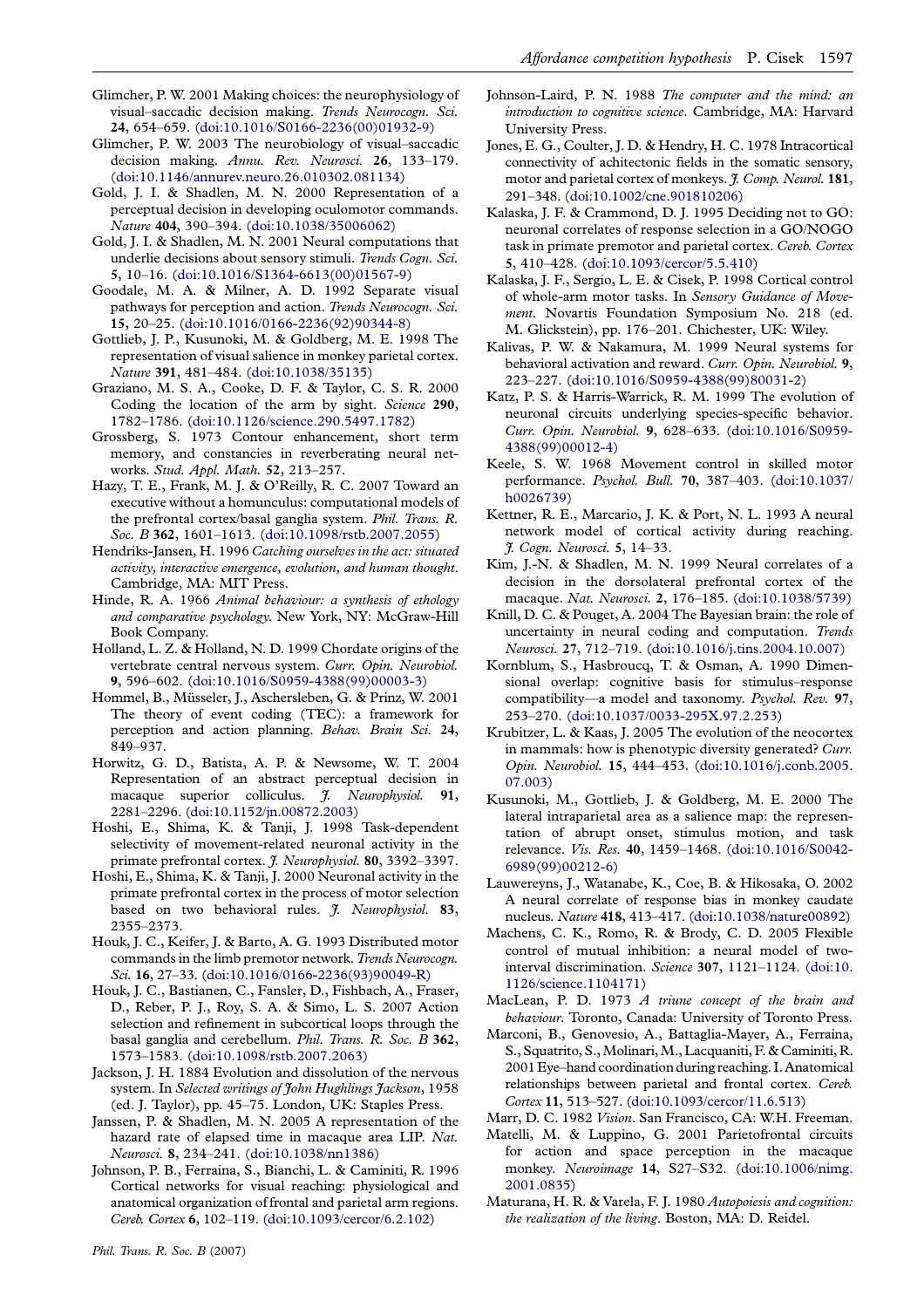Glimcher, P. W. 2001 Making choices: the neurophysiology of visual–saccadic decision making. *Trends Neurocogn. Sci.* **24**, 654–659. (doi:10.1016/S0166-2236(00)01932-9)

Glimcher, P. W. 2003 The neurobiology of visual–saccadic decision making. *Annu. Rev. Neurosci.* **26**, 133–179. (doi:10.1146/annurev.neuro.26.010302.081134)

Gold, J. I. & Shadlen, M. N. 2000 Representation of a perceptual decision in developing oculomotor commands. *Nature* **404**, 390–394. (doi:10.1038/35006062)

Gold, J. I. & Shadlen, M. N. 2001 Neural computations that underlie decisions about sensory stimuli. *Trends Cogn. Sci.* **5**, 10–16. (doi:10.1016/S1364-6613(00)01567-9)

Goodale, M. A. & Milner, A. D. 1992 Separate visual pathways for perception and action. *Trends Neurocogn. Sci.* **15**, 20–25. (doi:10.1016/0166-2236(92)90344-8)

Gottlieb, J. P., Kusunoki, M. & Goldberg, M. E. 1998 The representation of visual salience in monkey parietal cortex. *Nature* **391**, 481–484. (doi:10.1038/35135)

Graziano, M. S. A., Cooke, D. F. & Taylor, C. S. R. 2000 Coding the location of the arm by sight. *Science* **290**, 1782–1786. (doi:10.1126/science.290.5497.1782)

Grossberg, S. 1973 Contour enhancement, short term memory, and constancies in reverberating neural networks. *Stud. Appl. Math.* **52**, 213–257.

Hazy, T. E., Frank, M. J. & O'Reilly, R. C. 2007 Toward an executive without a homunculus: computational models of the prefrontal cortex/basal ganglia system. *Phil. Trans. R. Soc. B* **362**, 1601–1613. (doi:10.1098/rstb.2007.2055)

Hendriks-Jansen, H. 1996 *Catching ourselves in the act: situated activity, interactive emergence, evolution, and human thought*. Cambridge, MA: MIT Press.

Hinde, R. A. 1966 *Animal behaviour: a synthesis of ethology and comparative psychology.* New York, NY: McGraw-Hill Book Company.

Holland, L. Z. & Holland, N. D. 1999 Chordate origins of the vertebrate central nervous system. *Curr. Opin. Neurobiol.* **9**, 596–602. (doi:10.1016/S0959-4388(99)00003-3)

Hommel, B., Müsseler, J., Aschersleben, G. & Prinz, W. 2001 The theory of event coding (TEC): a framework for perception and action planning. *Behav. Brain Sci.* **24**, 849–937.

Horwitz, G. D., Batista, A. P. & Newsome, W. T. 2004 Representation of an abstract perceptual decision in macaque superior colliculus. *J. Neurophysiol.* **91**, 2281–2296. (doi:10.1152/jn.00872.2003)

Hoshi, E., Shima, K. & Tanji, J. 1998 Task-dependent selectivity of movement-related neuronal activity in the primate prefrontal cortex. *J. Neurophysiol.* **80**, 3392–3397.

Hoshi, E., Shima, K. & Tanji, J. 2000 Neuronal activity in the primate prefrontal cortex in the process of motor selection based on two behavioral rules. *J. Neurophysiol.* **83**, 2355–2373.

Houk, J. C., Keifer, J. & Barto, A. G. 1993 Distributed motor commands in the limb premotor network. *Trends Neurocogn. Sci.* **16**, 27–33. (doi:10.1016/0166-2236(93)90049-R)

Houk, J. C., Bastianen, C., Fansler, D., Fishbach, A., Fraser, D., Reber, P. J., Roy, S. A. & Simo, L. S. 2007 Action selection and refinement in subcortical loops through the basal ganglia and cerebellum. *Phil. Trans. R. Soc. B* **362**, 1573–1583. (doi:10.1098/rstb.2007.2063)

Jackson, J. H. 1884 Evolution and dissolution of the nervous system. In *Selected writings of John Hughlings Jackson*, 1958 (ed. J. Taylor), pp. 45–75. London, UK: Staples Press.

Janssen, P. & Shadlen, M. N. 2005 A representation of the hazard rate of elapsed time in macaque area LIP. *Nat. Neurosci.* **8**, 234–241. (doi:10.1038/nn1386)

Johnson, P. B., Ferraina, S., Bianchi, L. & Caminiti, R. 1996 Cortical networks for visual reaching: physiological and anatomical organization of frontal and parietal arm regions. *Cereb. Cortex* **6**, 102–119. (doi:10.1093/cercor/6.2.102)

Johnson-Laird, P. N. 1988 *The computer and the mind: an introduction to cognitive science*. Cambridge, MA: Harvard University Press.

Jones, E. G., Coulter, J. D. & Hendry, H. C. 1978 Intracortical connectivity of achitectonic fields in the somatic sensory, motor and parietal cortex of monkeys. *J. Comp. Neurol.* **181**, 291–348. (doi:10.1002/cne.901810206)

Kalaska, J. F. & Crammond, D. J. 1995 Deciding not to GO: neuronal correlates of response selection in a GO/NOGO task in primate premotor and parietal cortex. *Cereb. Cortex* **5**, 410–428. (doi:10.1093/cercor/5.5.410)

Kalaska, J. F., Sergio, L. E. & Cisek, P. 1998 Cortical control of whole-arm motor tasks. In *Sensory Guidance of Movement*. Novartis Foundation Symposium No. 218 (ed. M. Glickstein), pp. 176–201. Chichester, UK: Wiley.

Kalivas, P. W. & Nakamura, M. 1999 Neural systems for behavioral activation and reward. *Curr. Opin. Neurobiol.* **9**, 223–227. (doi:10.1016/S0959-4388(99)80031-2)

Katz, P. S. & Harris-Warrick, R. M. 1999 The evolution of neuronal circuits underlying species-specific behavior. *Curr. Opin. Neurobiol.* **9**, 628–633. (doi:10.1016/S0959-4388(99)00012-4)

Keele, S. W. 1968 Movement control in skilled motor performance. *Psychol. Bull.* **70**, 387–403. (doi:10.1037/h0026739)

Kettner, R. E., Marcario, J. K. & Port, N. L. 1993 A neural network model of cortical activity during reaching. *J. Cogn. Neurosci.* **5**, 14–33.

Kim, J.-N. & Shadlen, M. N. 1999 Neural correlates of a decision in the dorsolateral prefrontal cortex of the macaque. *Nat. Neurosci.* **2**, 176–185. (doi:10.1038/5739)

Knill, D. C. & Pouget, A. 2004 The Bayesian brain: the role of uncertainty in neural coding and computation. *Trends Neurosci.* **27**, 712–719. (doi:10.1016/j.tins.2004.10.007)

Kornblum, S., Hasbroucq, T. & Osman, A. 1990 Dimensional overlap: cognitive basis for stimulus–response compatibility—a model and taxonomy. *Psychol. Rev.* **97**, 253–270. (doi:10.1037/0033-295X.97.2.253)

Krubitzer, L. & Kaas, J. 2005 The evolution of the neocortex in mammals: how is phenotypic diversity generated? *Curr. Opin. Neurobiol.* **15**, 444–453. (doi:10.1016/j.conb.2005.07.003)

Kusunoki, M., Gottlieb, J. & Goldberg, M. E. 2000 The lateral intraparietal area as a salience map: the representation of abrupt onset, stimulus motion, and task relevance. *Vis. Res.* **40**, 1459–1468. (doi:10.1016/S0042-6989(99)00212-6)

Lauwereyns, J., Watanabe, K., Coe, B. & Hikosaka, O. 2002 A neural correlate of response bias in monkey caudate nucleus. *Nature* **418**, 413–417. (doi:10.1038/nature00892)

Machens, C. K., Romo, R. & Brody, C. D. 2005 Flexible control of mutual inhibition: a neural model of two-interval discrimination. *Science* **307**, 1121–1124. (doi:10.1126/science.1104171)

MacLean, P. D. 1973 *A triune concept of the brain and behaviour*. Toronto, Canada: University of Toronto Press.

Marconi, B., Genovesio, A., Battaglia-Mayer, A., Ferraina, S., Squatrito, S., Molinari, M., Lacquaniti, F. & Caminiti, R. 2001 Eye–hand coordination during reaching. I. Anatomical relationships between parietal and frontal cortex. *Cereb. Cortex* **11**, 513–527. (doi:10.1093/cercor/11.6.513)

Marr, D. C. 1982 *Vision*. San Francisco, CA: W.H. Freeman.

Matelli, M. & Luppino, G. 2001 Parietofrontal circuits for action and space perception in the macaque monkey. *Neuroimage* **14**, S27–S32. (doi:10.1006/nimg.2001.0835)

Maturana, H. R. & Varela, F. J. 1980 *Autopoiesis and cognition: the realization of the living*. Boston, MA: D. Reidel.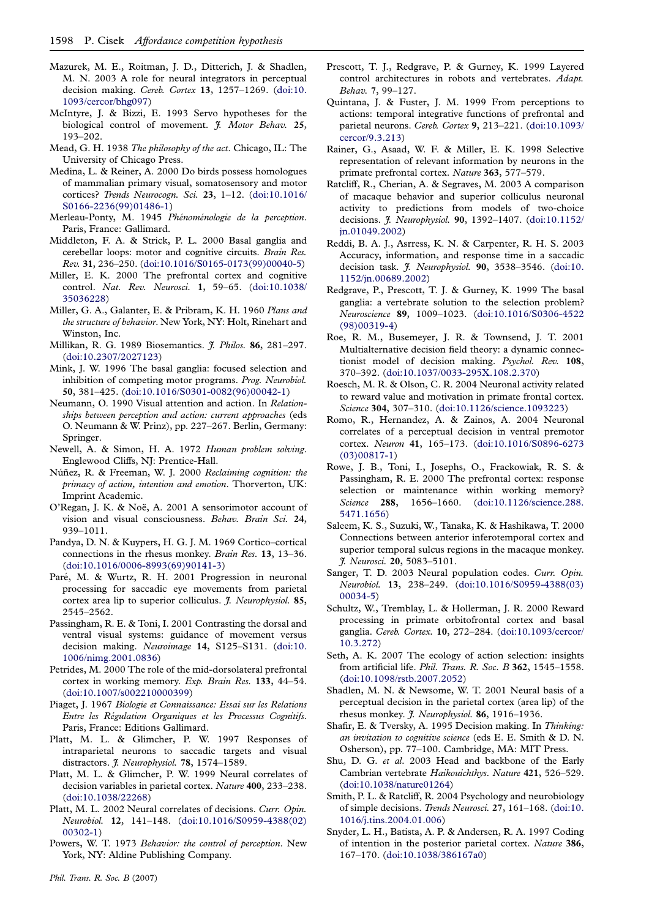Mazurek, M. E., Roitman, J. D., Ditterich, J. & Shadlen, M. N. 2003 A role for neural integrators in perceptual decision making. *Cereb. Cortex* **13**, 1257–1269. (doi:10.1093/cercor/bhg097)

McIntyre, J. & Bizzi, E. 1993 Servo hypotheses for the biological control of movement. *J. Motor Behav.* **25**, 193–202.

Mead, G. H. 1938 *The philosophy of the act*. Chicago, IL: The University of Chicago Press.

Medina, L. & Reiner, A. 2000 Do birds possess homologues of mammalian primary visual, somatosensory and motor cortices? *Trends Neurocogn. Sci.* **23**, 1–12. (doi:10.1016/S0166-2236(99)01486-1)

Merleau-Ponty, M. 1945 *Phénoménologie de la perception*. Paris, France: Gallimard.

Middleton, F. A. & Strick, P. L. 2000 Basal ganglia and cerebellar loops: motor and cognitive circuits. *Brain Res. Rev.* **31**, 236–250. (doi:10.1016/S0165-0173(99)00040-5)

Miller, E. K. 2000 The prefrontal cortex and cognitive control. *Nat. Rev. Neurosci.* **1**, 59–65. (doi:10.1038/35036228)

Miller, G. A., Galanter, E. & Pribram, K. H. 1960 *Plans and the structure of behavior*. New York, NY: Holt, Rinehart and Winston, Inc.

Millikan, R. G. 1989 Biosemantics. *J. Philos.* **86**, 281–297. (doi:10.2307/2027123)

Mink, J. W. 1996 The basal ganglia: focused selection and inhibition of competing motor programs. *Prog. Neurobiol.* **50**, 381–425. (doi:10.1016/S0301-0082(96)00042-1)

Neumann, O. 1990 Visual attention and action. In *Relationships between perception and action: current approaches* (eds O. Neumann & W. Prinz), pp. 227–267. Berlin, Germany: Springer.

Newell, A. & Simon, H. A. 1972 *Human problem solving*. Englewood Cliffs, NJ: Prentice-Hall.

Núñez, R. & Freeman, W. J. 2000 *Reclaiming cognition: the primacy of action, intention and emotion*. Thorverton, UK: Imprint Academic.

O'Regan, J. K. & Noë, A. 2001 A sensorimotor account of vision and visual consciousness. *Behav. Brain Sci.* **24**, 939–1011.

Pandya, D. N. & Kuypers, H. G. J. M. 1969 Cortico–cortical connections in the rhesus monkey. *Brain Res.* **13**, 13–36. (doi:10.1016/0006-8993(69)90141-3)

Paré, M. & Wurtz, R. H. 2001 Progression in neuronal processing for saccadic eye movements from parietal cortex area lip to superior colliculus. *J. Neurophysiol.* **85**, 2545–2562.

Passingham, R. E. & Toni, I. 2001 Contrasting the dorsal and ventral visual systems: guidance of movement versus decision making. *Neuroimage* **14**, S125–S131. (doi:10.1006/nimg.2001.0836)

Petrides, M. 2000 The role of the mid-dorsolateral prefrontal cortex in working memory. *Exp. Brain Res.* **133**, 44–54. (doi:10.1007/s002210000399)

Piaget, J. 1967 *Biologie et Connaissance: Essai sur les Relations Entre les Régulation Organiques et les Processus Cognitifs*. Paris, France: Editions Gallimard.

Platt, M. L. & Glimcher, P. W. 1997 Responses of intraparietal neurons to saccadic targets and visual distractors. *J. Neurophysiol.* **78**, 1574–1589.

Platt, M. L. & Glimcher, P. W. 1999 Neural correlates of decision variables in parietal cortex. *Nature* **400**, 233–238. (doi:10.1038/22268)

Platt, M. L. 2002 Neural correlates of decisions. *Curr. Opin. Neurobiol.* **12**, 141–148. (doi:10.1016/S0959-4388(02)00302-1)

Powers, W. T. 1973 *Behavior: the control of perception*. New York, NY: Aldine Publishing Company.

Prescott, T. J., Redgrave, P. & Gurney, K. 1999 Layered control architectures in robots and vertebrates. *Adapt. Behav.* **7**, 99–127.

Quintana, J. & Fuster, J. M. 1999 From perceptions to actions: temporal integrative functions of prefrontal and parietal neurons. *Cereb. Cortex* **9**, 213–221. (doi:10.1093/cercor/9.3.213)

Rainer, G., Asaad, W. F. & Miller, E. K. 1998 Selective representation of relevant information by neurons in the primate prefrontal cortex. *Nature* **363**, 577–579.

Ratcliff, R., Cherian, A. & Segraves, M. 2003 A comparison of macaque behavior and superior colliculus neuronal activity to predictions from models of two-choice decisions. *J. Neurophysiol.* **90**, 1392–1407. (doi:10.1152/jn.01049.2002)

Reddi, B. A. J., Asrress, K. N. & Carpenter, R. H. S. 2003 Accuracy, information, and response time in a saccadic decision task. *J. Neurophysiol.* **90**, 3538–3546. (doi:10.1152/jn.00689.2002)

Redgrave, P., Prescott, T. J. & Gurney, K. 1999 The basal ganglia: a vertebrate solution to the selection problem? *Neuroscience* **89**, 1009–1023. (doi:10.1016/S0306-4522(98)00319-4)

Roe, R. M., Busemeyer, J. R. & Townsend, J. T. 2001 Multialternative decision field theory: a dynamic connectionist model of decision making. *Psychol. Rev.* **108**, 370–392. (doi:10.1037/0033-295X.108.2.370)

Roesch, M. R. & Olson, C. R. 2004 Neuronal activity related to reward value and motivation in primate frontal cortex. *Science* **304**, 307–310. (doi:10.1126/science.1093223)

Romo, R., Hernandez, A. & Zainos, A. 2004 Neuronal correlates of a perceptual decision in ventral premotor cortex. *Neuron* **41**, 165–173. (doi:10.1016/S0896-6273(03)00817-1)

Rowe, J. B., Toni, I., Josephs, O., Frackowiak, R. S. & Passingham, R. E. 2000 The prefrontal cortex: response selection or maintenance within working memory? *Science* **288**, 1656–1660. (doi:10.1126/science.288.5471.1656)

Saleem, K. S., Suzuki, W., Tanaka, K. & Hashikawa, T. 2000 Connections between anterior inferotemporal cortex and superior temporal sulcus regions in the macaque monkey. *J. Neurosci.* **20**, 5083–5101.

Sanger, T. D. 2003 Neural population codes. *Curr. Opin. Neurobiol.* **13**, 238–249. (doi:10.1016/S0959-4388(03)00034-5)

Schultz, W., Tremblay, L. & Hollerman, J. R. 2000 Reward processing in primate orbitofrontal cortex and basal ganglia. *Cereb. Cortex.* **10**, 272–284. (doi:10.1093/cercor/10.3.272)

Seth, A. K. 2007 The ecology of action selection: insights from artificial life. *Phil. Trans. R. Soc. B* **362**, 1545–1558. (doi:10.1098/rstb.2007.2052)

Shadlen, M. N. & Newsome, W. T. 2001 Neural basis of a perceptual decision in the parietal cortex (area lip) of the rhesus monkey. *J. Neurophysiol.* **86**, 1916–1936.

Shafir, E. & Tversky, A. 1995 Decision making. In *Thinking: an invitation to cognitive science* (eds E. E. Smith & D. N. Osherson), pp. 77–100. Cambridge, MA: MIT Press.

Shu, D. G. *et al.* 2003 Head and backbone of the Early Cambrian vertebrate *Haikouichthys*. *Nature* **421**, 526–529. (doi:10.1038/nature01264)

Smith, P. L. & Ratcliff, R. 2004 Psychology and neurobiology of simple decisions. *Trends Neurosci.* **27**, 161–168. (doi:10.1016/j.tins.2004.01.006)

Snyder, L. H., Batista, A. P. & Andersen, R. A. 1997 Coding of intention in the posterior parietal cortex. *Nature* **386**, 167–170. (doi:10.1038/386167a0)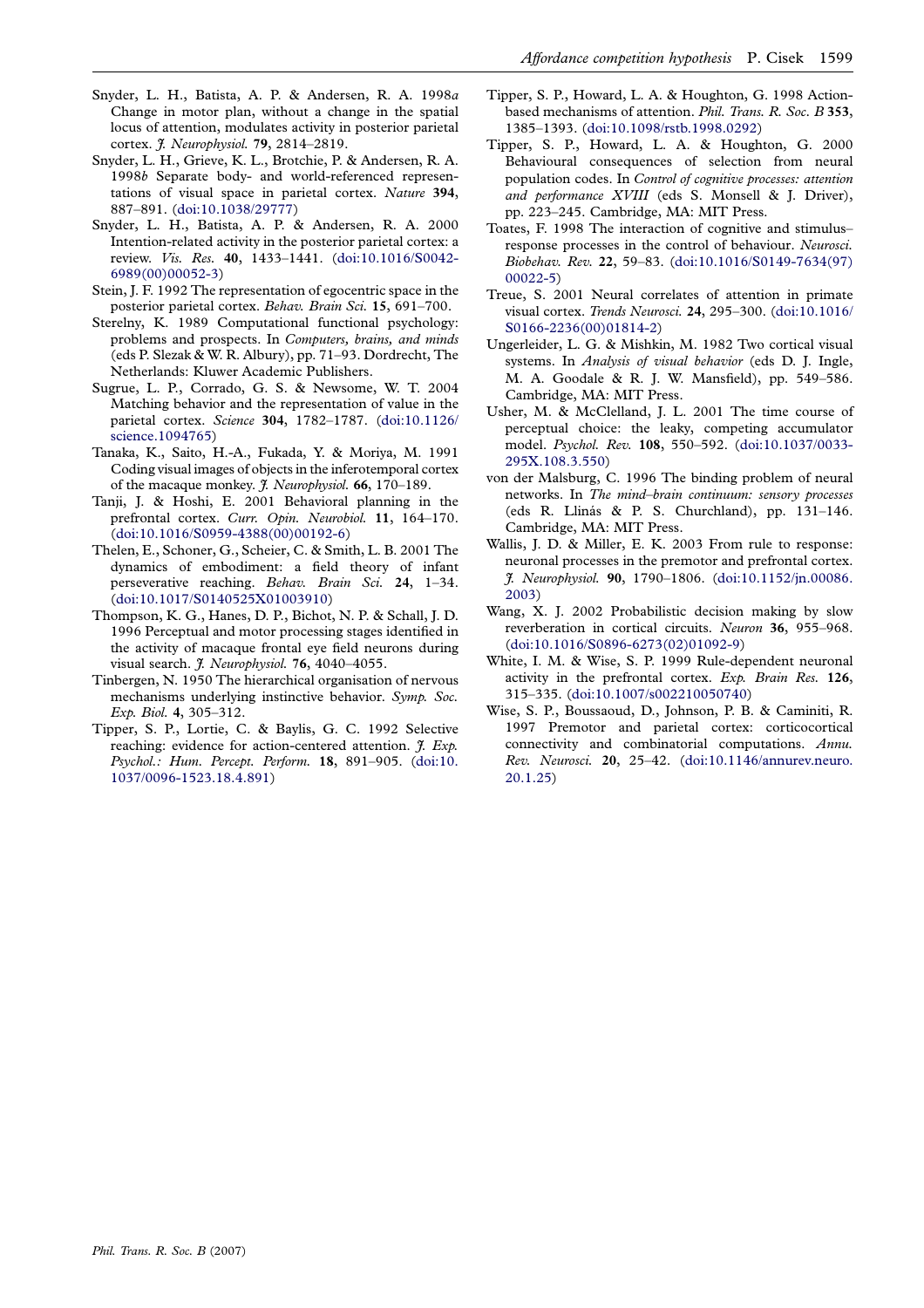Snyder, L. H., Batista, A. P. & Andersen, R. A. 1998*a* Change in motor plan, without a change in the spatial locus of attention, modulates activity in posterior parietal cortex. *J. Neurophysiol.* **79**, 2814–2819.

Snyder, L. H., Grieve, K. L., Brotchie, P. & Andersen, R. A. 1998*b* Separate body- and world-referenced representations of visual space in parietal cortex. *Nature* **394**, 887–891. (doi:10.1038/29777)

Snyder, L. H., Batista, A. P. & Andersen, R. A. 2000 Intention-related activity in the posterior parietal cortex: a review. *Vis. Res.* **40**, 1433–1441. (doi:10.1016/S0042-6989(00)00052-3)

Stein, J. F. 1992 The representation of egocentric space in the posterior parietal cortex. *Behav. Brain Sci.* **15**, 691–700.

Sterelny, K. 1989 Computational functional psychology: problems and prospects. In *Computers, brains, and minds* (eds P. Slezak & W. R. Albury), pp. 71–93. Dordrecht, The Netherlands: Kluwer Academic Publishers.

Sugrue, L. P., Corrado, G. S. & Newsome, W. T. 2004 Matching behavior and the representation of value in the parietal cortex. *Science* **304**, 1782–1787. (doi:10.1126/science.1094765)

Tanaka, K., Saito, H.-A., Fukada, Y. & Moriya, M. 1991 Coding visual images of objects in the inferotemporal cortex of the macaque monkey. *J. Neurophysiol.* **66**, 170–189.

Tanji, J. & Hoshi, E. 2001 Behavioral planning in the prefrontal cortex. *Curr. Opin. Neurobiol.* **11**, 164–170. (doi:10.1016/S0959-4388(00)00192-6)

Thelen, E., Schoner, G., Scheier, C. & Smith, L. B. 2001 The dynamics of embodiment: a field theory of infant perseverative reaching. *Behav. Brain Sci.* **24**, 1–34. (doi:10.1017/S0140525X01003910)

Thompson, K. G., Hanes, D. P., Bichot, N. P. & Schall, J. D. 1996 Perceptual and motor processing stages identified in the activity of macaque frontal eye field neurons during visual search. *J. Neurophysiol.* **76**, 4040–4055.

Tinbergen, N. 1950 The hierarchical organisation of nervous mechanisms underlying instinctive behavior. *Symp. Soc. Exp. Biol.* **4**, 305–312.

Tipper, S. P., Lortie, C. & Baylis, G. C. 1992 Selective reaching: evidence for action-centered attention. *J. Exp. Psychol.: Hum. Percept. Perform.* **18**, 891–905. (doi:10.1037/0096-1523.18.4.891)

Tipper, S. P., Howard, L. A. & Houghton, G. 1998 Action-based mechanisms of attention. *Phil. Trans. R. Soc. B* **353**, 1385–1393. (doi:10.1098/rstb.1998.0292)

Tipper, S. P., Howard, L. A. & Houghton, G. 2000 Behavioural consequences of selection from neural population codes. In *Control of cognitive processes: attention and performance XVIII* (eds S. Monsell & J. Driver), pp. 223–245. Cambridge, MA: MIT Press.

Toates, F. 1998 The interaction of cognitive and stimulus–response processes in the control of behaviour. *Neurosci. Biobehav. Rev.* **22**, 59–83. (doi:10.1016/S0149-7634(97)00022-5)

Treue, S. 2001 Neural correlates of attention in primate visual cortex. *Trends Neurosci.* **24**, 295–300. (doi:10.1016/S0166-2236(00)01814-2)

Ungerleider, L. G. & Mishkin, M. 1982 Two cortical visual systems. In *Analysis of visual behavior* (eds D. J. Ingle, M. A. Goodale & R. J. W. Mansfield), pp. 549–586. Cambridge, MA: MIT Press.

Usher, M. & McClelland, J. L. 2001 The time course of perceptual choice: the leaky, competing accumulator model. *Psychol. Rev.* **108**, 550–592. (doi:10.1037/0033-295X.108.3.550)

von der Malsburg, C. 1996 The binding problem of neural networks. In *The mind–brain continuum: sensory processes* (eds R. Llinás & P. S. Churchland), pp. 131–146. Cambridge, MA: MIT Press.

Wallis, J. D. & Miller, E. K. 2003 From rule to response: neuronal processes in the premotor and prefrontal cortex. *J. Neurophysiol.* **90**, 1790–1806. (doi:10.1152/jn.00086.2003)

Wang, X. J. 2002 Probabilistic decision making by slow reverberation in cortical circuits. *Neuron* **36**, 955–968. (doi:10.1016/S0896-6273(02)01092-9)

White, I. M. & Wise, S. P. 1999 Rule-dependent neuronal activity in the prefrontal cortex. *Exp. Brain Res.* **126**, 315–335. (doi:10.1007/s002210050740)

Wise, S. P., Boussaoud, D., Johnson, P. B. & Caminiti, R. 1997 Premotor and parietal cortex: corticocortical connectivity and combinatorial computations. *Annu. Rev. Neurosci.* **20**, 25–42. (doi:10.1146/annurev.neuro.20.1.25)